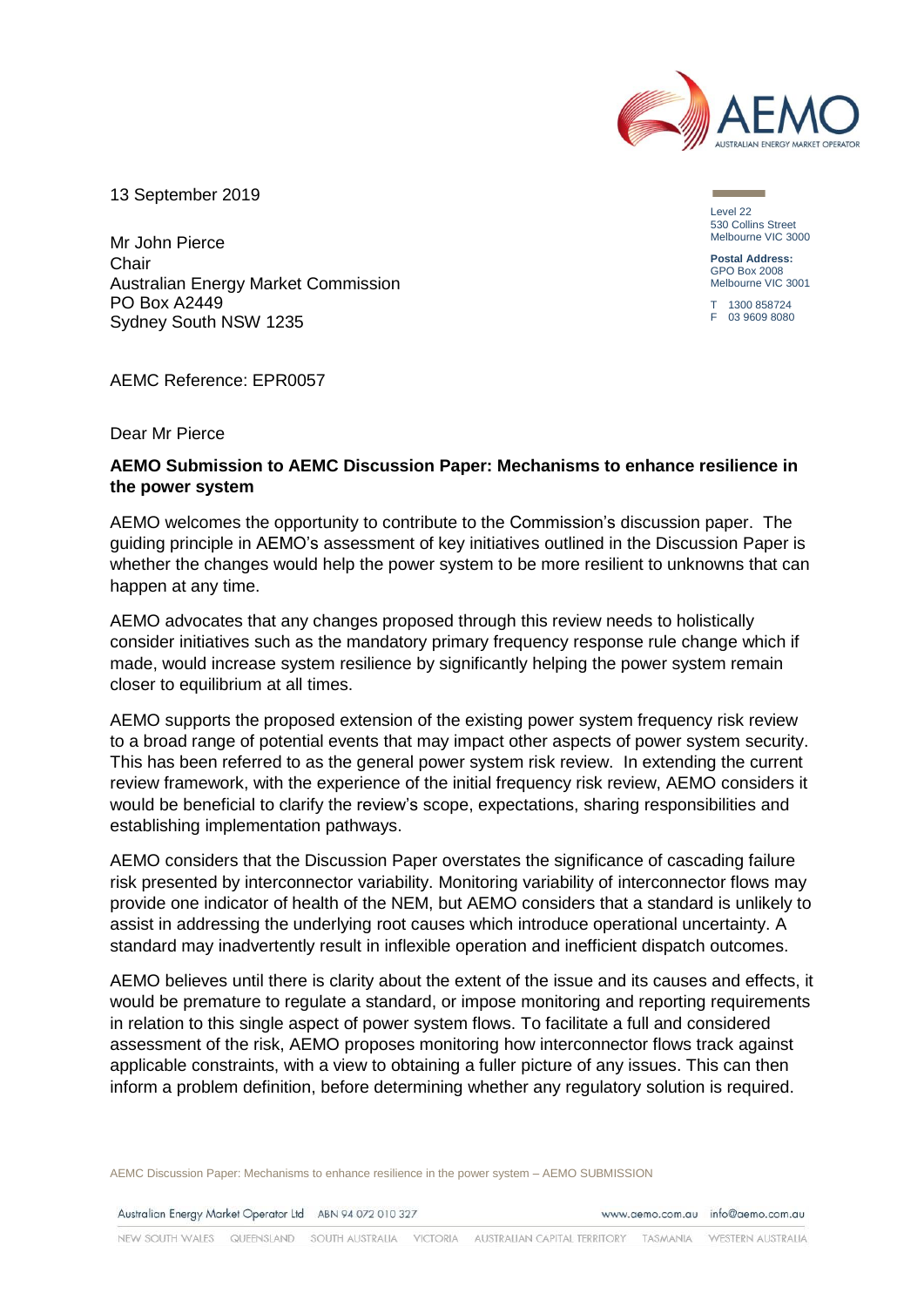13 September 2019

Level 22
530 Collins Street
Melbourne VIC 3000

**Postal Address:**
GPO Box 2008
Melbourne VIC 3001

T 1300 858724
F 03 9609 8080

Mr John Pierce
Chair
Australian Energy Market Commission
PO Box A2449
Sydney South NSW 1235

AEMC Reference: EPR0057

Dear Mr Pierce

**AEMO Submission to AEMC Discussion Paper: Mechanisms to enhance resilience in the power system**

AEMO welcomes the opportunity to contribute to the Commission's discussion paper. The guiding principle in AEMO's assessment of key initiatives outlined in the Discussion Paper is whether the changes would help the power system to be more resilient to unknowns that can happen at any time.

AEMO advocates that any changes proposed through this review needs to holistically consider initiatives such as the mandatory primary frequency response rule change which if made, would increase system resilience by significantly helping the power system remain closer to equilibrium at all times.

AEMO supports the proposed extension of the existing power system frequency risk review to a broad range of potential events that may impact other aspects of power system security. This has been referred to as the general power system risk review. In extending the current review framework, with the experience of the initial frequency risk review, AEMO considers it would be beneficial to clarify the review's scope, expectations, sharing responsibilities and establishing implementation pathways.

AEMO considers that the Discussion Paper overstates the significance of cascading failure risk presented by interconnector variability. Monitoring variability of interconnector flows may provide one indicator of health of the NEM, but AEMO considers that a standard is unlikely to assist in addressing the underlying root causes which introduce operational uncertainty. A standard may inadvertently result in inflexible operation and inefficient dispatch outcomes.

AEMO believes until there is clarity about the extent of the issue and its causes and effects, it would be premature to regulate a standard, or impose monitoring and reporting requirements in relation to this single aspect of power system flows. To facilitate a full and considered assessment of the risk, AEMO proposes monitoring how interconnector flows track against applicable constraints, with a view to obtaining a fuller picture of any issues. This can then inform a problem definition, before determining whether any regulatory solution is required.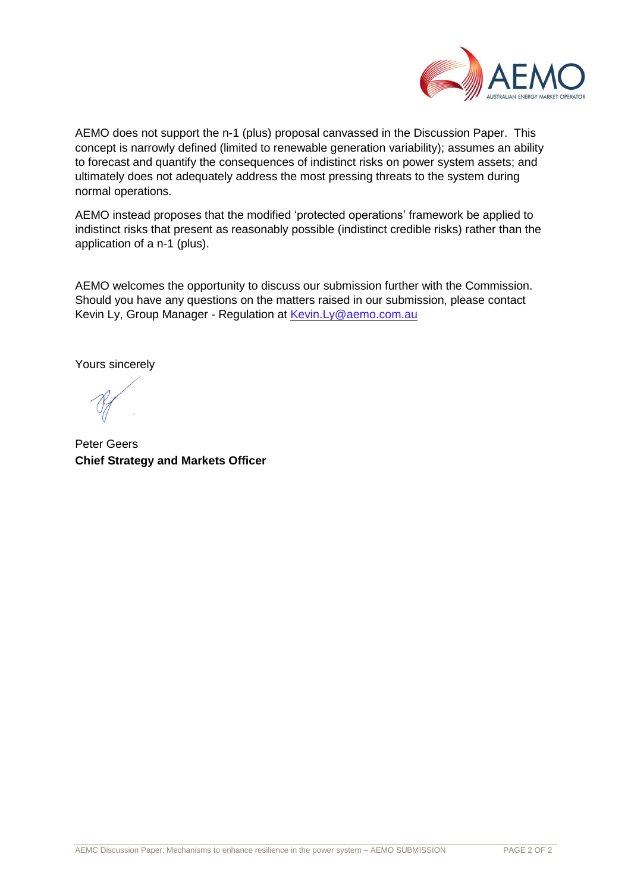AEMO does not support the n-1 (plus) proposal canvassed in the Discussion Paper. This concept is narrowly defined (limited to renewable generation variability); assumes an ability to forecast and quantify the consequences of indistinct risks on power system assets; and ultimately does not adequately address the most pressing threats to the system during normal operations.

AEMO instead proposes that the modified 'protected operations' framework be applied to indistinct risks that present as reasonably possible (indistinct credible risks) rather than the application of a n-1 (plus).

AEMO welcomes the opportunity to discuss our submission further with the Commission. Should you have any questions on the matters raised in our submission, please contact Kevin Ly, Group Manager - Regulation at Kevin.Ly@aemo.com.au

Yours sincerely

Peter Geers
**Chief Strategy and Markets Officer**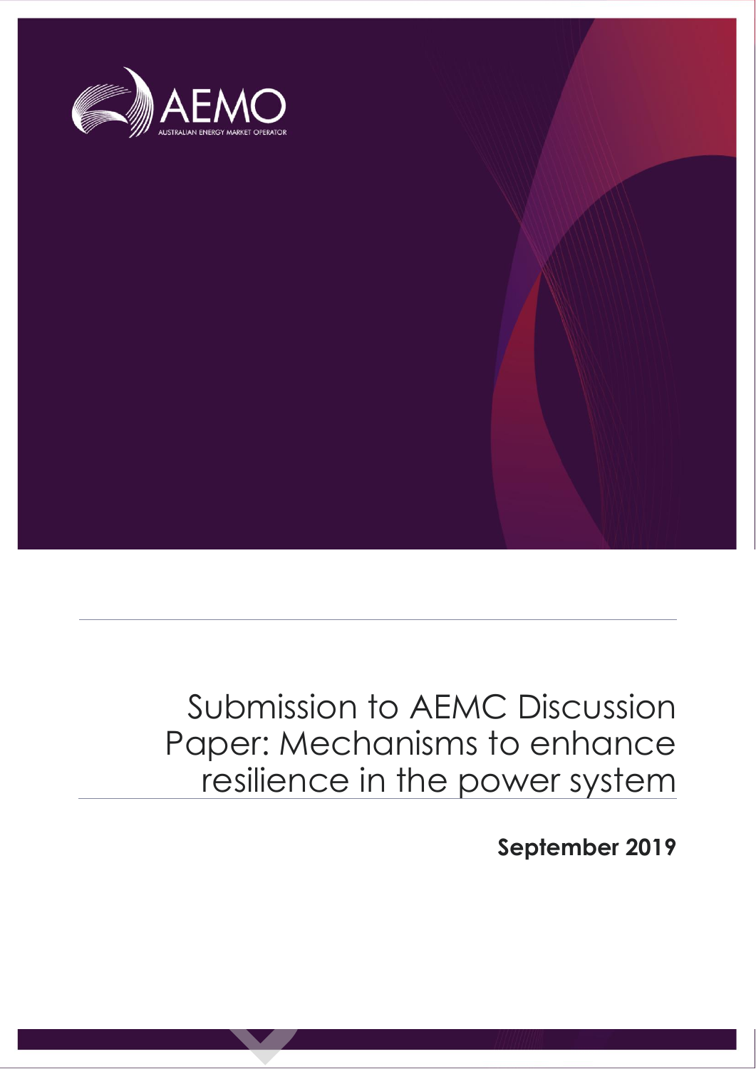# Submission to AEMC Discussion Paper: Mechanisms to enhance resilience in the power system

**September 2019**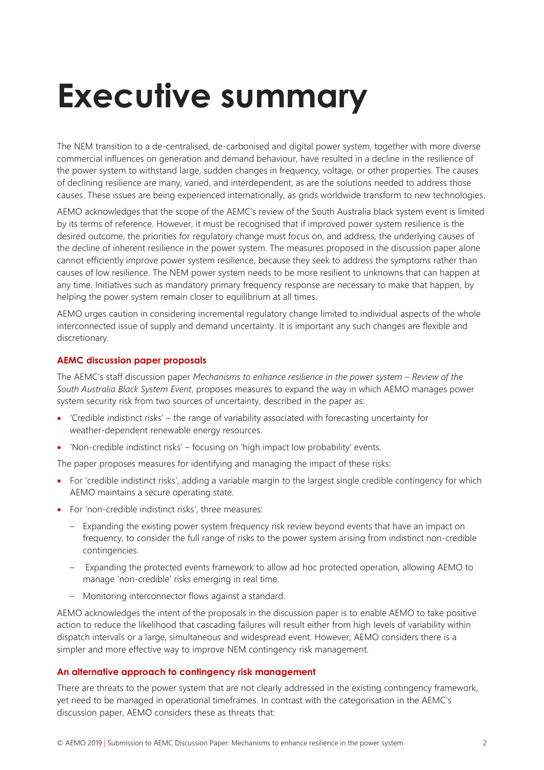# Executive summary

The NEM transition to a de-centralised, de-carbonised and digital power system, together with more diverse commercial influences on generation and demand behaviour, have resulted in a decline in the resilience of the power system to withstand large, sudden changes in frequency, voltage, or other properties. The causes of declining resilience are many, varied, and interdependent, as are the solutions needed to address those causes. These issues are being experienced internationally, as grids worldwide transform to new technologies.

AEMO acknowledges that the scope of the AEMC's review of the South Australia black system event is limited by its terms of reference. However, it must be recognised that if improved power system resilience is the desired outcome, the priorities for regulatory change must focus on, and address, the underlying causes of the decline of inherent resilience in the power system. The measures proposed in the discussion paper alone cannot efficiently improve power system resilience, because they seek to address the symptoms rather than causes of low resilience. The NEM power system needs to be more resilient to unknowns that can happen at any time. Initiatives such as mandatory primary frequency response are necessary to make that happen, by helping the power system remain closer to equilibrium at all times.

AEMO urges caution in considering incremental regulatory change limited to individual aspects of the whole interconnected issue of supply and demand uncertainty. It is important any such changes are flexible and discretionary.

### AEMC discussion paper proposals

The AEMC's staff discussion paper *Mechanisms to enhance resilience in the power system – Review of the South Australia Black System Event*, proposes measures to expand the way in which AEMO manages power system security risk from two sources of uncertainty, described in the paper as:

- 'Credible indistinct risks' – the range of variability associated with forecasting uncertainty for weather-dependent renewable energy resources.
- 'Non-credible indistinct risks' – focusing on 'high impact low probability' events.

The paper proposes measures for identifying and managing the impact of these risks:

- For 'credible indistinct risks', adding a variable margin to the largest single credible contingency for which AEMO maintains a secure operating state.
- For 'non-credible indistinct risks', three measures:
  - Expanding the existing power system frequency risk review beyond events that have an impact on frequency, to consider the full range of risks to the power system arising from indistinct non-credible contingencies.
  - Expanding the protected events framework to allow ad hoc protected operation, allowing AEMO to manage 'non-credible' risks emerging in real time.
  - Monitoring interconnector flows against a standard.

AEMO acknowledges the intent of the proposals in the discussion paper is to enable AEMO to take positive action to reduce the likelihood that cascading failures will result either from high levels of variability within dispatch intervals or a large, simultaneous and widespread event. However, AEMO considers there is a simpler and more effective way to improve NEM contingency risk management.

### An alternative approach to contingency risk management

There are threats to the power system that are not clearly addressed in the existing contingency framework, yet need to be managed in operational timeframes. In contrast with the categorisation in the AEMC's discussion paper, AEMO considers these as threats that: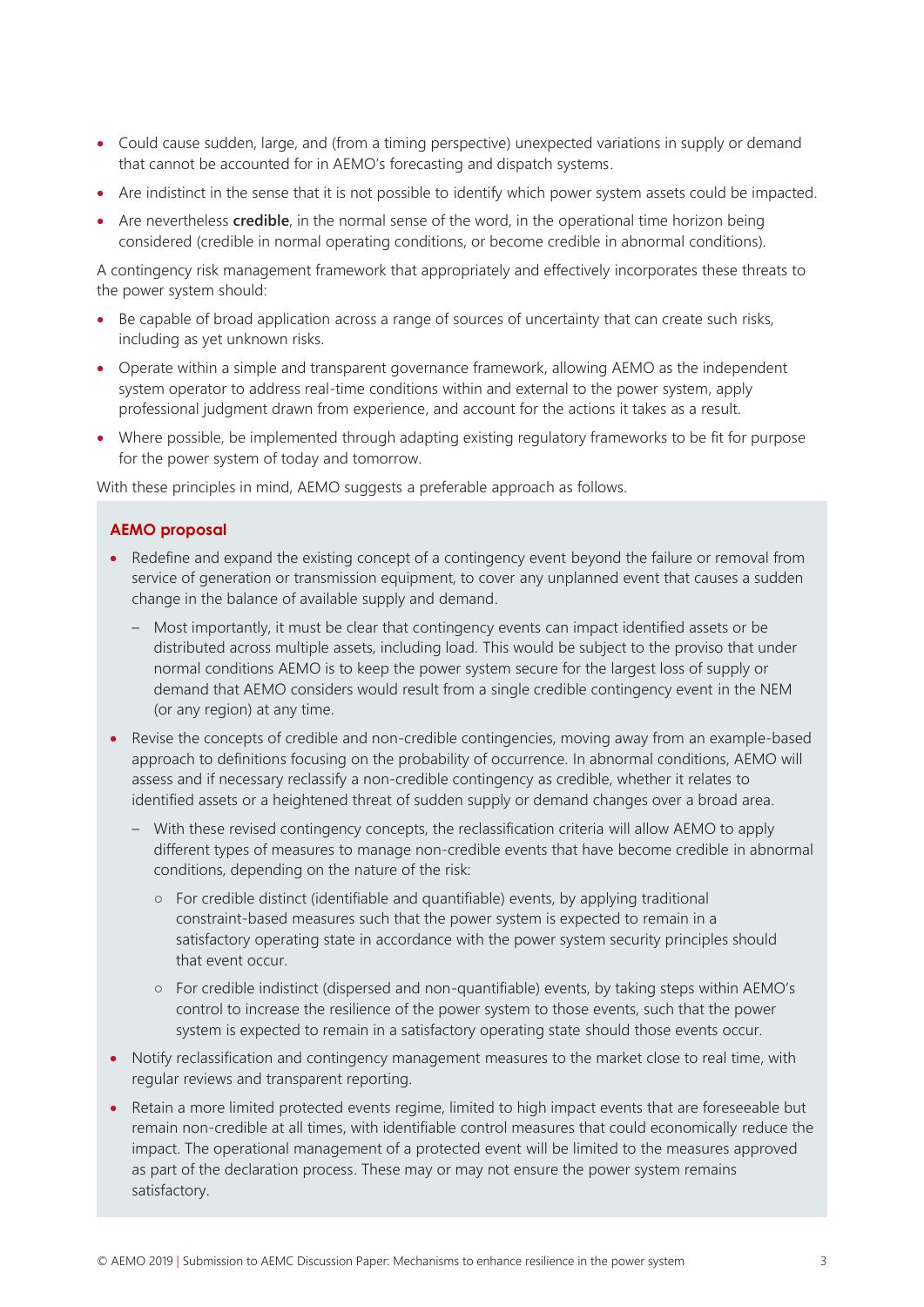- Could cause sudden, large, and (from a timing perspective) unexpected variations in supply or demand that cannot be accounted for in AEMO's forecasting and dispatch systems.
- Are indistinct in the sense that it is not possible to identify which power system assets could be impacted.
- Are nevertheless **credible**, in the normal sense of the word, in the operational time horizon being considered (credible in normal operating conditions, or become credible in abnormal conditions).

A contingency risk management framework that appropriately and effectively incorporates these threats to the power system should:

- Be capable of broad application across a range of sources of uncertainty that can create such risks, including as yet unknown risks.
- Operate within a simple and transparent governance framework, allowing AEMO as the independent system operator to address real-time conditions within and external to the power system, apply professional judgment drawn from experience, and account for the actions it takes as a result.
- Where possible, be implemented through adapting existing regulatory frameworks to be fit for purpose for the power system of today and tomorrow.

With these principles in mind, AEMO suggests a preferable approach as follows.

**AEMO proposal**

- Redefine and expand the existing concept of a contingency event beyond the failure or removal from service of generation or transmission equipment, to cover any unplanned event that causes a sudden change in the balance of available supply and demand.
  - Most importantly, it must be clear that contingency events can impact identified assets or be distributed across multiple assets, including load. This would be subject to the proviso that under normal conditions AEMO is to keep the power system secure for the largest loss of supply or demand that AEMO considers would result from a single credible contingency event in the NEM (or any region) at any time.
- Revise the concepts of credible and non-credible contingencies, moving away from an example-based approach to definitions focusing on the probability of occurrence. In abnormal conditions, AEMO will assess and if necessary reclassify a non-credible contingency as credible, whether it relates to identified assets or a heightened threat of sudden supply or demand changes over a broad area.
  - With these revised contingency concepts, the reclassification criteria will allow AEMO to apply different types of measures to manage non-credible events that have become credible in abnormal conditions, depending on the nature of the risk:
    - For credible distinct (identifiable and quantifiable) events, by applying traditional constraint-based measures such that the power system is expected to remain in a satisfactory operating state in accordance with the power system security principles should that event occur.
    - For credible indistinct (dispersed and non-quantifiable) events, by taking steps within AEMO's control to increase the resilience of the power system to those events, such that the power system is expected to remain in a satisfactory operating state should those events occur.
- Notify reclassification and contingency management measures to the market close to real time, with regular reviews and transparent reporting.
- Retain a more limited protected events regime, limited to high impact events that are foreseeable but remain non-credible at all times, with identifiable control measures that could economically reduce the impact. The operational management of a protected event will be limited to the measures approved as part of the declaration process. These may or may not ensure the power system remains satisfactory.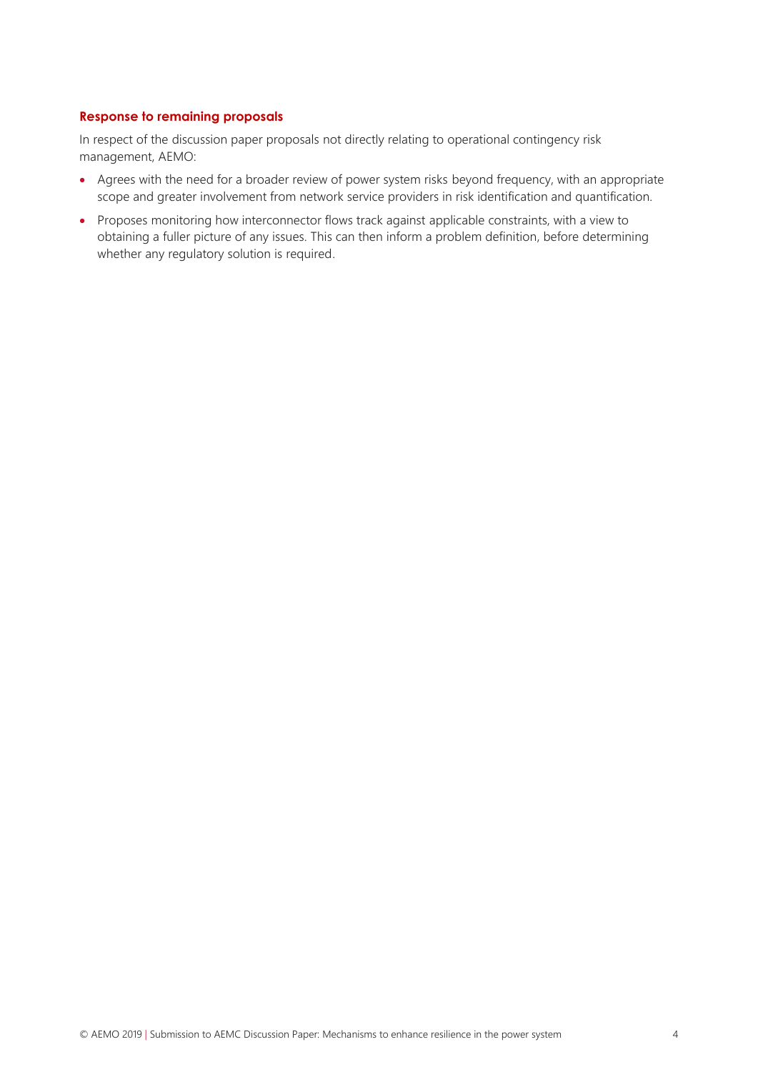### Response to remaining proposals

In respect of the discussion paper proposals not directly relating to operational contingency risk management, AEMO:

- Agrees with the need for a broader review of power system risks beyond frequency, with an appropriate scope and greater involvement from network service providers in risk identification and quantification.
- Proposes monitoring how interconnector flows track against applicable constraints, with a view to obtaining a fuller picture of any issues. This can then inform a problem definition, before determining whether any regulatory solution is required.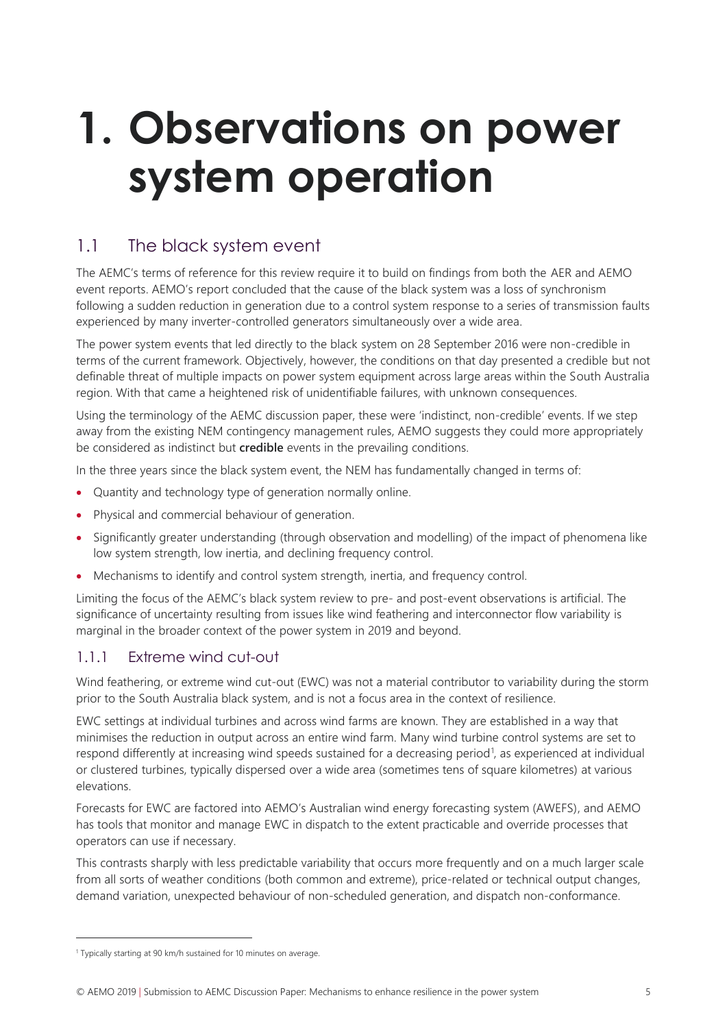# 1. Observations on power system operation

## 1.1 The black system event

The AEMC's terms of reference for this review require it to build on findings from both the AER and AEMO event reports. AEMO's report concluded that the cause of the black system was a loss of synchronism following a sudden reduction in generation due to a control system response to a series of transmission faults experienced by many inverter-controlled generators simultaneously over a wide area.

The power system events that led directly to the black system on 28 September 2016 were non-credible in terms of the current framework. Objectively, however, the conditions on that day presented a credible but not definable threat of multiple impacts on power system equipment across large areas within the South Australia region. With that came a heightened risk of unidentifiable failures, with unknown consequences.

Using the terminology of the AEMC discussion paper, these were 'indistinct, non-credible' events. If we step away from the existing NEM contingency management rules, AEMO suggests they could more appropriately be considered as indistinct but **credible** events in the prevailing conditions.

In the three years since the black system event, the NEM has fundamentally changed in terms of:

- Quantity and technology type of generation normally online.
- Physical and commercial behaviour of generation.
- Significantly greater understanding (through observation and modelling) of the impact of phenomena like low system strength, low inertia, and declining frequency control.
- Mechanisms to identify and control system strength, inertia, and frequency control.

Limiting the focus of the AEMC's black system review to pre- and post-event observations is artificial. The significance of uncertainty resulting from issues like wind feathering and interconnector flow variability is marginal in the broader context of the power system in 2019 and beyond.

### 1.1.1 Extreme wind cut-out

Wind feathering, or extreme wind cut-out (EWC) was not a material contributor to variability during the storm prior to the South Australia black system, and is not a focus area in the context of resilience.

EWC settings at individual turbines and across wind farms are known. They are established in a way that minimises the reduction in output across an entire wind farm. Many wind turbine control systems are set to respond differently at increasing wind speeds sustained for a decreasing period[1], as experienced at individual or clustered turbines, typically dispersed over a wide area (sometimes tens of square kilometres) at various elevations.

Forecasts for EWC are factored into AEMO's Australian wind energy forecasting system (AWEFS), and AEMO has tools that monitor and manage EWC in dispatch to the extent practicable and override processes that operators can use if necessary.

This contrasts sharply with less predictable variability that occurs more frequently and on a much larger scale from all sorts of weather conditions (both common and extreme), price-related or technical output changes, demand variation, unexpected behaviour of non-scheduled generation, and dispatch non-conformance.

---

[1] Typically starting at 90 km/h sustained for 10 minutes on average.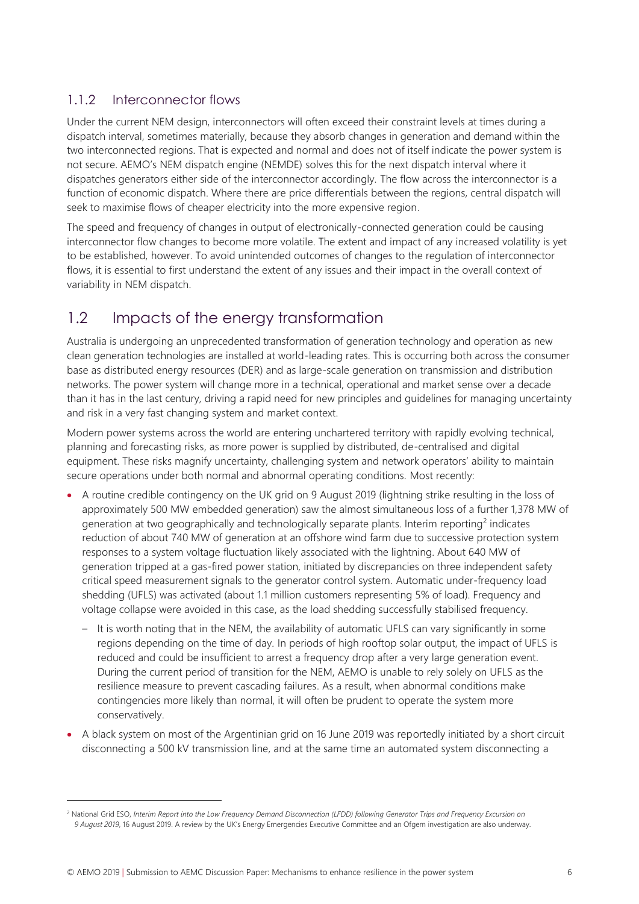### 1.1.2 Interconnector flows

Under the current NEM design, interconnectors will often exceed their constraint levels at times during a dispatch interval, sometimes materially, because they absorb changes in generation and demand within the two interconnected regions. That is expected and normal and does not of itself indicate the power system is not secure. AEMO's NEM dispatch engine (NEMDE) solves this for the next dispatch interval where it dispatches generators either side of the interconnector accordingly. The flow across the interconnector is a function of economic dispatch. Where there are price differentials between the regions, central dispatch will seek to maximise flows of cheaper electricity into the more expensive region.

The speed and frequency of changes in output of electronically-connected generation could be causing interconnector flow changes to become more volatile. The extent and impact of any increased volatility is yet to be established, however. To avoid unintended outcomes of changes to the regulation of interconnector flows, it is essential to first understand the extent of any issues and their impact in the overall context of variability in NEM dispatch.

## 1.2 Impacts of the energy transformation

Australia is undergoing an unprecedented transformation of generation technology and operation as new clean generation technologies are installed at world-leading rates. This is occurring both across the consumer base as distributed energy resources (DER) and as large-scale generation on transmission and distribution networks. The power system will change more in a technical, operational and market sense over a decade than it has in the last century, driving a rapid need for new principles and guidelines for managing uncertainty and risk in a very fast changing system and market context.

Modern power systems across the world are entering unchartered territory with rapidly evolving technical, planning and forecasting risks, as more power is supplied by distributed, de-centralised and digital equipment. These risks magnify uncertainty, challenging system and network operators' ability to maintain secure operations under both normal and abnormal operating conditions. Most recently:

- A routine credible contingency on the UK grid on 9 August 2019 (lightning strike resulting in the loss of approximately 500 MW embedded generation) saw the almost simultaneous loss of a further 1,378 MW of generation at two geographically and technologically separate plants. Interim reporting[2] indicates reduction of about 740 MW of generation at an offshore wind farm due to successive protection system responses to a system voltage fluctuation likely associated with the lightning. About 640 MW of generation tripped at a gas-fired power station, initiated by discrepancies on three independent safety critical speed measurement signals to the generator control system. Automatic under-frequency load shedding (UFLS) was activated (about 1.1 million customers representing 5% of load). Frequency and voltage collapse were avoided in this case, as the load shedding successfully stabilised frequency.
  - It is worth noting that in the NEM, the availability of automatic UFLS can vary significantly in some regions depending on the time of day. In periods of high rooftop solar output, the impact of UFLS is reduced and could be insufficient to arrest a frequency drop after a very large generation event. During the current period of transition for the NEM, AEMO is unable to rely solely on UFLS as the resilience measure to prevent cascading failures. As a result, when abnormal conditions make contingencies more likely than normal, it will often be prudent to operate the system more conservatively.
- A black system on most of the Argentinian grid on 16 June 2019 was reportedly initiated by a short circuit disconnecting a 500 kV transmission line, and at the same time an automated system disconnecting a

[2] National Grid ESO, *Interim Report into the Low Frequency Demand Disconnection (LFDD) following Generator Trips and Frequency Excursion on 9 August 2019*, 16 August 2019. A review by the UK's Energy Emergencies Executive Committee and an Ofgem investigation are also underway.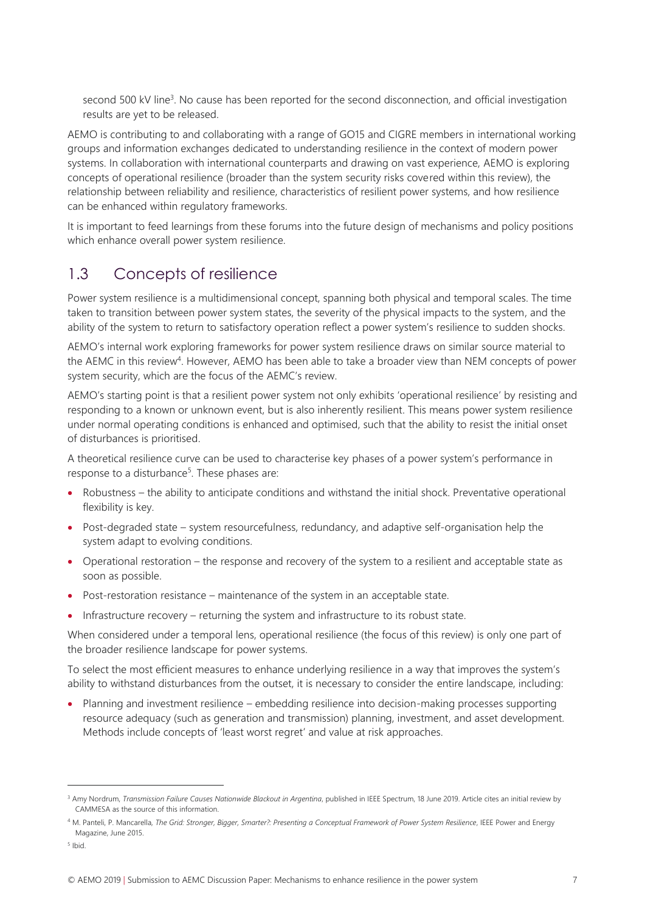second 500 kV line[3]. No cause has been reported for the second disconnection, and official investigation results are yet to be released.

AEMO is contributing to and collaborating with a range of GO15 and CIGRE members in international working groups and information exchanges dedicated to understanding resilience in the context of modern power systems. In collaboration with international counterparts and drawing on vast experience, AEMO is exploring concepts of operational resilience (broader than the system security risks covered within this review), the relationship between reliability and resilience, characteristics of resilient power systems, and how resilience can be enhanced within regulatory frameworks.

It is important to feed learnings from these forums into the future design of mechanisms and policy positions which enhance overall power system resilience.

## 1.3 Concepts of resilience

Power system resilience is a multidimensional concept, spanning both physical and temporal scales. The time taken to transition between power system states, the severity of the physical impacts to the system, and the ability of the system to return to satisfactory operation reflect a power system's resilience to sudden shocks.

AEMO's internal work exploring frameworks for power system resilience draws on similar source material to the AEMC in this review[4]. However, AEMO has been able to take a broader view than NEM concepts of power system security, which are the focus of the AEMC's review.

AEMO's starting point is that a resilient power system not only exhibits 'operational resilience' by resisting and responding to a known or unknown event, but is also inherently resilient. This means power system resilience under normal operating conditions is enhanced and optimised, such that the ability to resist the initial onset of disturbances is prioritised.

A theoretical resilience curve can be used to characterise key phases of a power system's performance in response to a disturbance[5]. These phases are:

- Robustness – the ability to anticipate conditions and withstand the initial shock. Preventative operational flexibility is key.
- Post-degraded state – system resourcefulness, redundancy, and adaptive self-organisation help the system adapt to evolving conditions.
- Operational restoration – the response and recovery of the system to a resilient and acceptable state as soon as possible.
- Post-restoration resistance – maintenance of the system in an acceptable state.
- Infrastructure recovery – returning the system and infrastructure to its robust state.

When considered under a temporal lens, operational resilience (the focus of this review) is only one part of the broader resilience landscape for power systems.

To select the most efficient measures to enhance underlying resilience in a way that improves the system's ability to withstand disturbances from the outset, it is necessary to consider the entire landscape, including:

- Planning and investment resilience – embedding resilience into decision-making processes supporting resource adequacy (such as generation and transmission) planning, investment, and asset development. Methods include concepts of 'least worst regret' and value at risk approaches.

---

[3] Amy Nordrum, *Transmission Failure Causes Nationwide Blackout in Argentina*, published in IEEE Spectrum, 18 June 2019. Article cites an initial review by CAMMESA as the source of this information.

[4] M. Panteli, P. Mancarella, *The Grid: Stronger, Bigger, Smarter?: Presenting a Conceptual Framework of Power System Resilience*, IEEE Power and Energy Magazine, June 2015.

[5] Ibid.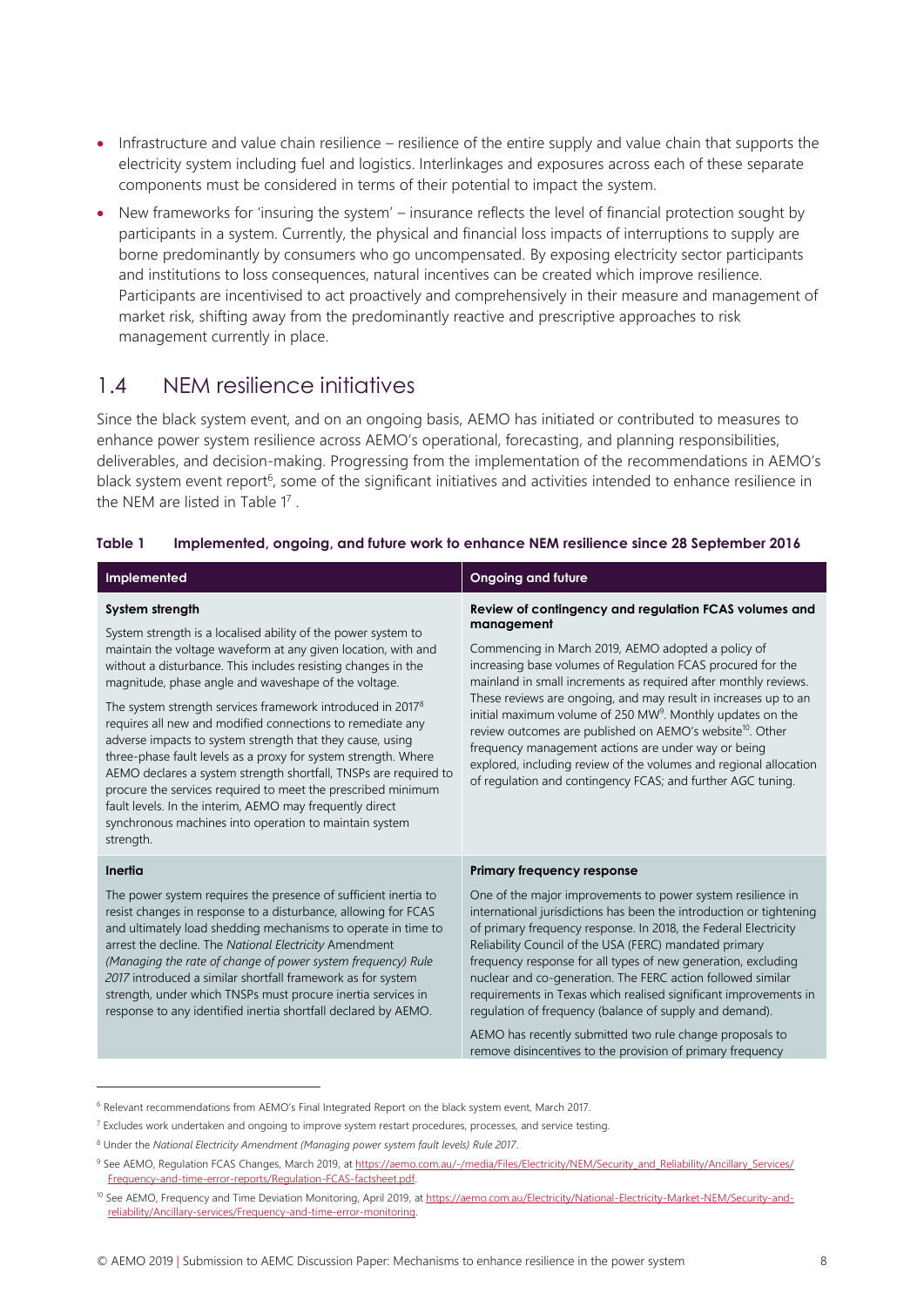- Infrastructure and value chain resilience – resilience of the entire supply and value chain that supports the electricity system including fuel and logistics. Interlinkages and exposures across each of these separate components must be considered in terms of their potential to impact the system.
- New frameworks for 'insuring the system' – insurance reflects the level of financial protection sought by participants in a system. Currently, the physical and financial loss impacts of interruptions to supply are borne predominantly by consumers who go uncompensated. By exposing electricity sector participants and institutions to loss consequences, natural incentives can be created which improve resilience. Participants are incentivised to act proactively and comprehensively in their measure and management of market risk, shifting away from the predominantly reactive and prescriptive approaches to risk management currently in place.

## 1.4 NEM resilience initiatives

Since the black system event, and on an ongoing basis, AEMO has initiated or contributed to measures to enhance power system resilience across AEMO's operational, forecasting, and planning responsibilities, deliverables, and decision-making. Progressing from the implementation of the recommendations in AEMO's black system event report[6], some of the significant initiatives and activities intended to enhance resilience in the NEM are listed in Table 1[7].

**Table 1 Implemented, ongoing, and future work to enhance NEM resilience since 28 September 2016**

| Implemented | Ongoing and future |
|---|---|
| **System strength**<br><br>System strength is a localised ability of the power system to maintain the voltage waveform at any given location, with and without a disturbance. This includes resisting changes in the magnitude, phase angle and waveshape of the voltage.<br><br>The system strength services framework introduced in 2017[8] requires all new and modified connections to remediate any adverse impacts to system strength that they cause, using three-phase fault levels as a proxy for system strength. Where AEMO declares a system strength shortfall, TNSPs are required to procure the services required to meet the prescribed minimum fault levels. In the interim, AEMO may frequently direct synchronous machines into operation to maintain system strength. | **Review of contingency and regulation FCAS volumes and management**<br><br>Commencing in March 2019, AEMO adopted a policy of increasing base volumes of Regulation FCAS procured for the mainland in small increments as required after monthly reviews. These reviews are ongoing, and may result in increases up to an initial maximum volume of 250 MW[9]. Monthly updates on the review outcomes are published on AEMO's website[10]. Other frequency management actions are under way or being explored, including review of the volumes and regional allocation of regulation and contingency FCAS; and further AGC tuning. |
| **Inertia**<br><br>The power system requires the presence of sufficient inertia to resist changes in response to a disturbance, allowing for FCAS and ultimately load shedding mechanisms to operate in time to arrest the decline. The *National Electricity* Amendment *(Managing the rate of change of power system frequency) Rule 2017* introduced a similar shortfall framework as for system strength, under which TNSPs must procure inertia services in response to any identified inertia shortfall declared by AEMO. | **Primary frequency response**<br><br>One of the major improvements to power system resilience in international jurisdictions has been the introduction or tightening of primary frequency response. In 2018, the Federal Electricity Reliability Council of the USA (FERC) mandated primary frequency response for all types of new generation, excluding nuclear and co-generation. The FERC action followed similar requirements in Texas which realised significant improvements in regulation of frequency (balance of supply and demand).<br><br>AEMO has recently submitted two rule change proposals to remove disincentives to the provision of primary frequency |

[6] Relevant recommendations from AEMO's Final Integrated Report on the black system event, March 2017.

[7] Excludes work undertaken and ongoing to improve system restart procedures, processes, and service testing.

[8] Under the *National Electricity Amendment (Managing power system fault levels) Rule 2017*.

[9] See AEMO, Regulation FCAS Changes, March 2019, at https://aemo.com.au/-/media/Files/Electricity/NEM/Security_and_Reliability/Ancillary_Services/Frequency-and-time-error-reports/Regulation-FCAS-factsheet.pdf.

[10] See AEMO, Frequency and Time Deviation Monitoring, April 2019, at https://aemo.com.au/Electricity/National-Electricity-Market-NEM/Security-and-reliability/Ancillary-services/Frequency-and-time-error-monitoring.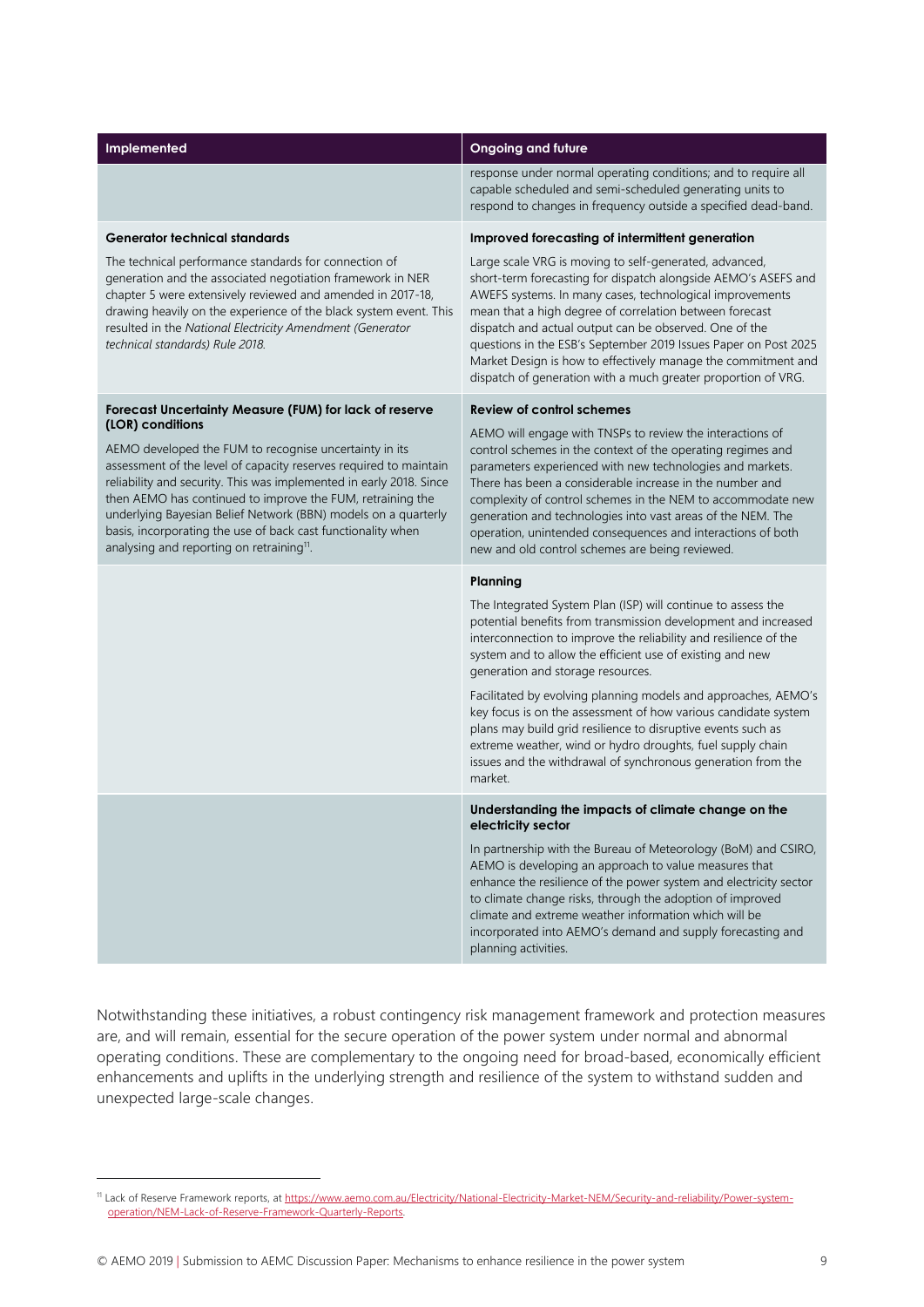| Implemented | Ongoing and future |
|---|---|
| | response under normal operating conditions; and to require all capable scheduled and semi-scheduled generating units to respond to changes in frequency outside a specified dead-band. |
| **Generator technical standards**<br><br>The technical performance standards for connection of generation and the associated negotiation framework in NER chapter 5 were extensively reviewed and amended in 2017-18, drawing heavily on the experience of the black system event. This resulted in the *National Electricity Amendment (Generator technical standards) Rule 2018.* | **Improved forecasting of intermittent generation**<br><br>Large scale VRG is moving to self-generated, advanced, short-term forecasting for dispatch alongside AEMO's ASEFS and AWEFS systems. In many cases, technological improvements mean that a high degree of correlation between forecast dispatch and actual output can be observed. One of the questions in the ESB's September 2019 Issues Paper on Post 2025 Market Design is how to effectively manage the commitment and dispatch of generation with a much greater proportion of VRG. |
| **Forecast Uncertainty Measure (FUM) for lack of reserve (LOR) conditions**<br><br>AEMO developed the FUM to recognise uncertainty in its assessment of the level of capacity reserves required to maintain reliability and security. This was implemented in early 2018. Since then AEMO has continued to improve the FUM, retraining the underlying Bayesian Belief Network (BBN) models on a quarterly basis, incorporating the use of back cast functionality when analysing and reporting on retraining[11]. | **Review of control schemes**<br><br>AEMO will engage with TNSPs to review the interactions of control schemes in the context of the operating regimes and parameters experienced with new technologies and markets. There has been a considerable increase in the number and complexity of control schemes in the NEM to accommodate new generation and technologies into vast areas of the NEM. The operation, unintended consequences and interactions of both new and old control schemes are being reviewed. |
| | **Planning**<br><br>The Integrated System Plan (ISP) will continue to assess the potential benefits from transmission development and increased interconnection to improve the reliability and resilience of the system and to allow the efficient use of existing and new generation and storage resources.<br><br>Facilitated by evolving planning models and approaches, AEMO's key focus is on the assessment of how various candidate system plans may build grid resilience to disruptive events such as extreme weather, wind or hydro droughts, fuel supply chain issues and the withdrawal of synchronous generation from the market. |
| | **Understanding the impacts of climate change on the electricity sector**<br><br>In partnership with the Bureau of Meteorology (BoM) and CSIRO, AEMO is developing an approach to value measures that enhance the resilience of the power system and electricity sector to climate change risks, through the adoption of improved climate and extreme weather information which will be incorporated into AEMO's demand and supply forecasting and planning activities. |

Notwithstanding these initiatives, a robust contingency risk management framework and protection measures are, and will remain, essential for the secure operation of the power system under normal and abnormal operating conditions. These are complementary to the ongoing need for broad-based, economically efficient enhancements and uplifts in the underlying strength and resilience of the system to withstand sudden and unexpected large-scale changes.

[11] Lack of Reserve Framework reports, at https://www.aemo.com.au/Electricity/National-Electricity-Market-NEM/Security-and-reliability/Power-system-operation/NEM-Lack-of-Reserve-Framework-Quarterly-Reports.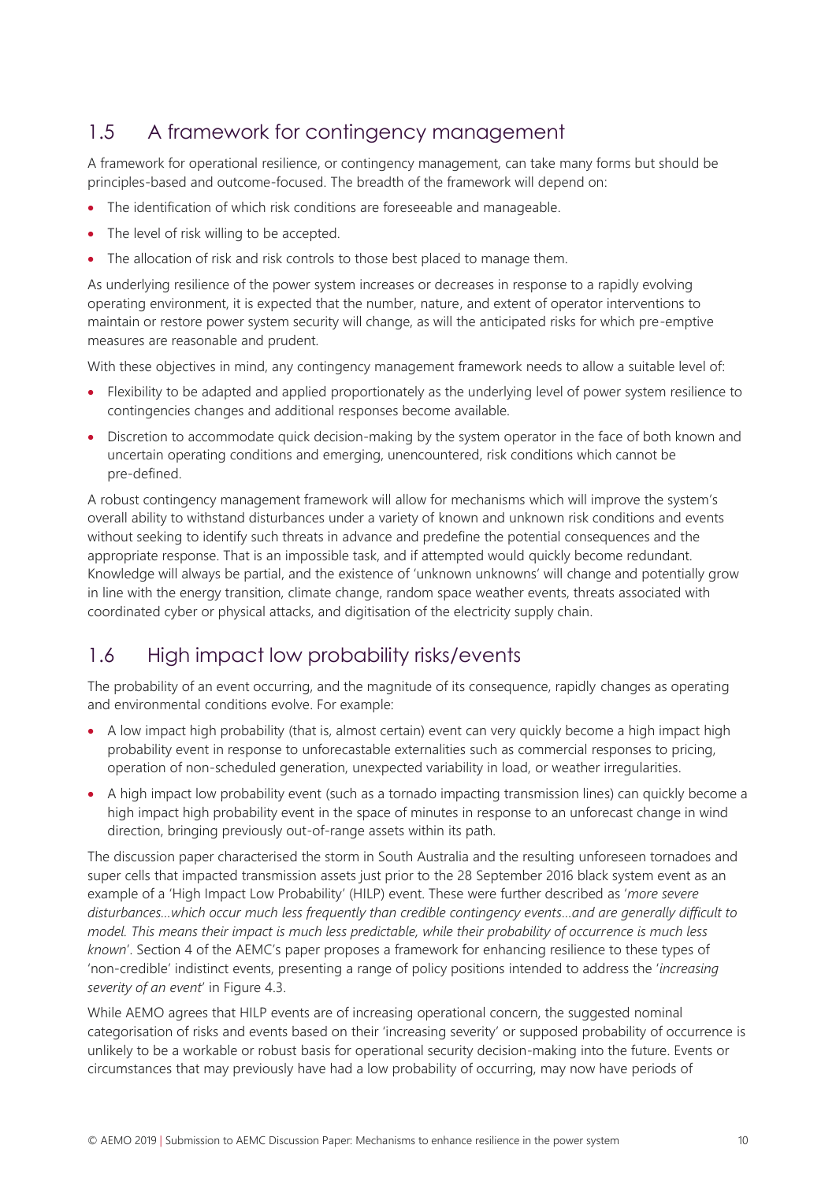## 1.5 A framework for contingency management

A framework for operational resilience, or contingency management, can take many forms but should be principles-based and outcome-focused. The breadth of the framework will depend on:

- The identification of which risk conditions are foreseeable and manageable.
- The level of risk willing to be accepted.
- The allocation of risk and risk controls to those best placed to manage them.

As underlying resilience of the power system increases or decreases in response to a rapidly evolving operating environment, it is expected that the number, nature, and extent of operator interventions to maintain or restore power system security will change, as will the anticipated risks for which pre-emptive measures are reasonable and prudent.

With these objectives in mind, any contingency management framework needs to allow a suitable level of:

- Flexibility to be adapted and applied proportionately as the underlying level of power system resilience to contingencies changes and additional responses become available.
- Discretion to accommodate quick decision-making by the system operator in the face of both known and uncertain operating conditions and emerging, unencountered, risk conditions which cannot be pre-defined.

A robust contingency management framework will allow for mechanisms which will improve the system's overall ability to withstand disturbances under a variety of known and unknown risk conditions and events without seeking to identify such threats in advance and predefine the potential consequences and the appropriate response. That is an impossible task, and if attempted would quickly become redundant. Knowledge will always be partial, and the existence of 'unknown unknowns' will change and potentially grow in line with the energy transition, climate change, random space weather events, threats associated with coordinated cyber or physical attacks, and digitisation of the electricity supply chain.

## 1.6 High impact low probability risks/events

The probability of an event occurring, and the magnitude of its consequence, rapidly changes as operating and environmental conditions evolve. For example:

- A low impact high probability (that is, almost certain) event can very quickly become a high impact high probability event in response to unforecastable externalities such as commercial responses to pricing, operation of non-scheduled generation, unexpected variability in load, or weather irregularities.
- A high impact low probability event (such as a tornado impacting transmission lines) can quickly become a high impact high probability event in the space of minutes in response to an unforecast change in wind direction, bringing previously out-of-range assets within its path.

The discussion paper characterised the storm in South Australia and the resulting unforeseen tornadoes and super cells that impacted transmission assets just prior to the 28 September 2016 black system event as an example of a 'High Impact Low Probability' (HILP) event. These were further described as '*more severe disturbances…which occur much less frequently than credible contingency events…and are generally difficult to model. This means their impact is much less predictable, while their probability of occurrence is much less known*'. Section 4 of the AEMC's paper proposes a framework for enhancing resilience to these types of 'non-credible' indistinct events, presenting a range of policy positions intended to address the '*increasing severity of an event*' in Figure 4.3.

While AEMO agrees that HILP events are of increasing operational concern, the suggested nominal categorisation of risks and events based on their 'increasing severity' or supposed probability of occurrence is unlikely to be a workable or robust basis for operational security decision-making into the future. Events or circumstances that may previously have had a low probability of occurring, may now have periods of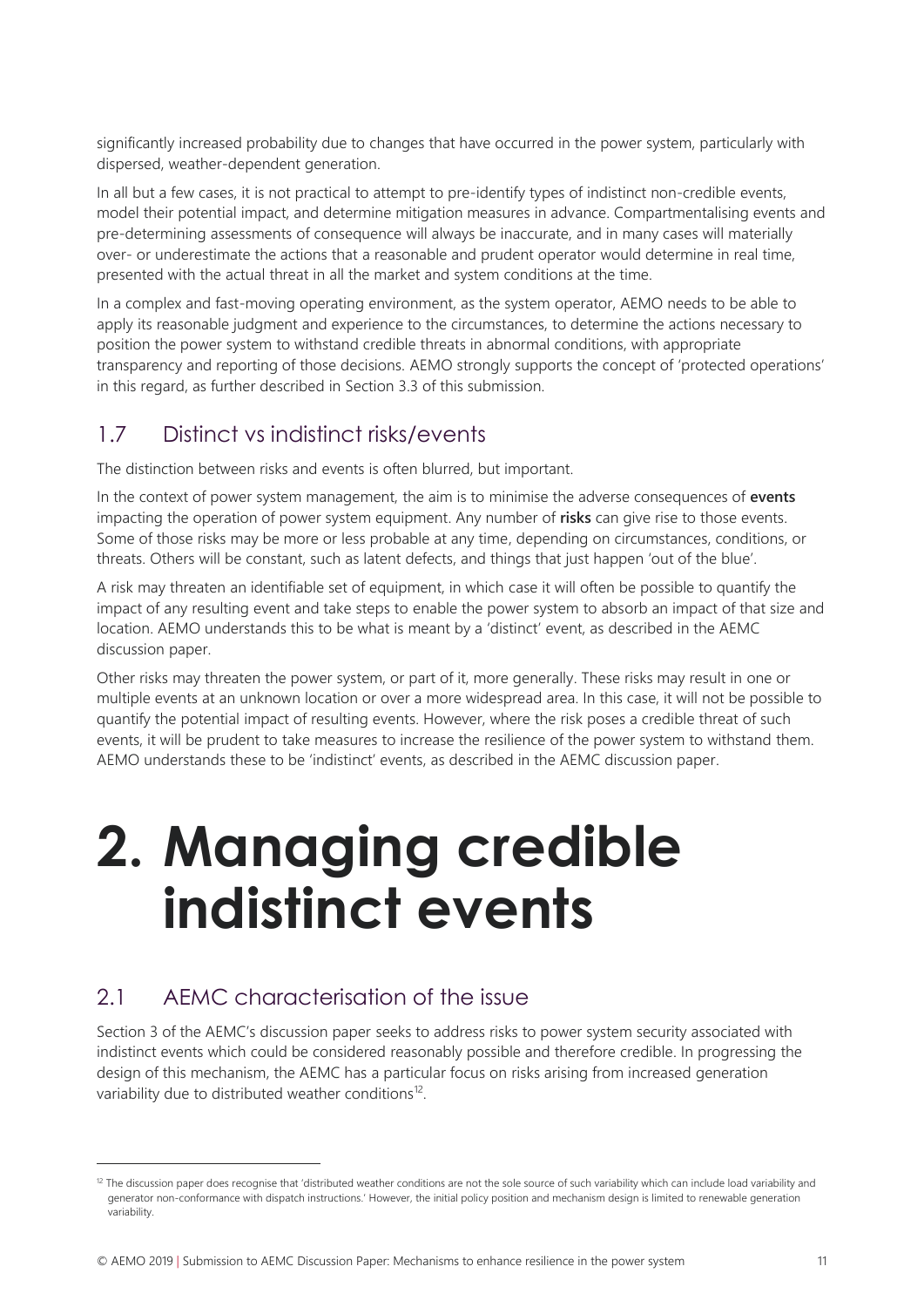significantly increased probability due to changes that have occurred in the power system, particularly with dispersed, weather-dependent generation.

In all but a few cases, it is not practical to attempt to pre-identify types of indistinct non-credible events, model their potential impact, and determine mitigation measures in advance. Compartmentalising events and pre-determining assessments of consequence will always be inaccurate, and in many cases will materially over- or underestimate the actions that a reasonable and prudent operator would determine in real time, presented with the actual threat in all the market and system conditions at the time.

In a complex and fast-moving operating environment, as the system operator, AEMO needs to be able to apply its reasonable judgment and experience to the circumstances, to determine the actions necessary to position the power system to withstand credible threats in abnormal conditions, with appropriate transparency and reporting of those decisions. AEMO strongly supports the concept of 'protected operations' in this regard, as further described in Section 3.3 of this submission.

## 1.7 Distinct vs indistinct risks/events

The distinction between risks and events is often blurred, but important.

In the context of power system management, the aim is to minimise the adverse consequences of **events** impacting the operation of power system equipment. Any number of **risks** can give rise to those events. Some of those risks may be more or less probable at any time, depending on circumstances, conditions, or threats. Others will be constant, such as latent defects, and things that just happen 'out of the blue'.

A risk may threaten an identifiable set of equipment, in which case it will often be possible to quantify the impact of any resulting event and take steps to enable the power system to absorb an impact of that size and location. AEMO understands this to be what is meant by a 'distinct' event, as described in the AEMC discussion paper.

Other risks may threaten the power system, or part of it, more generally. These risks may result in one or multiple events at an unknown location or over a more widespread area. In this case, it will not be possible to quantify the potential impact of resulting events. However, where the risk poses a credible threat of such events, it will be prudent to take measures to increase the resilience of the power system to withstand them. AEMO understands these to be 'indistinct' events, as described in the AEMC discussion paper.

# 2. Managing credible indistinct events

## 2.1 AEMC characterisation of the issue

Section 3 of the AEMC's discussion paper seeks to address risks to power system security associated with indistinct events which could be considered reasonably possible and therefore credible. In progressing the design of this mechanism, the AEMC has a particular focus on risks arising from increased generation variability due to distributed weather conditions[12].

[12] The discussion paper does recognise that 'distributed weather conditions are not the sole source of such variability which can include load variability and generator non-conformance with dispatch instructions.' However, the initial policy position and mechanism design is limited to renewable generation variability.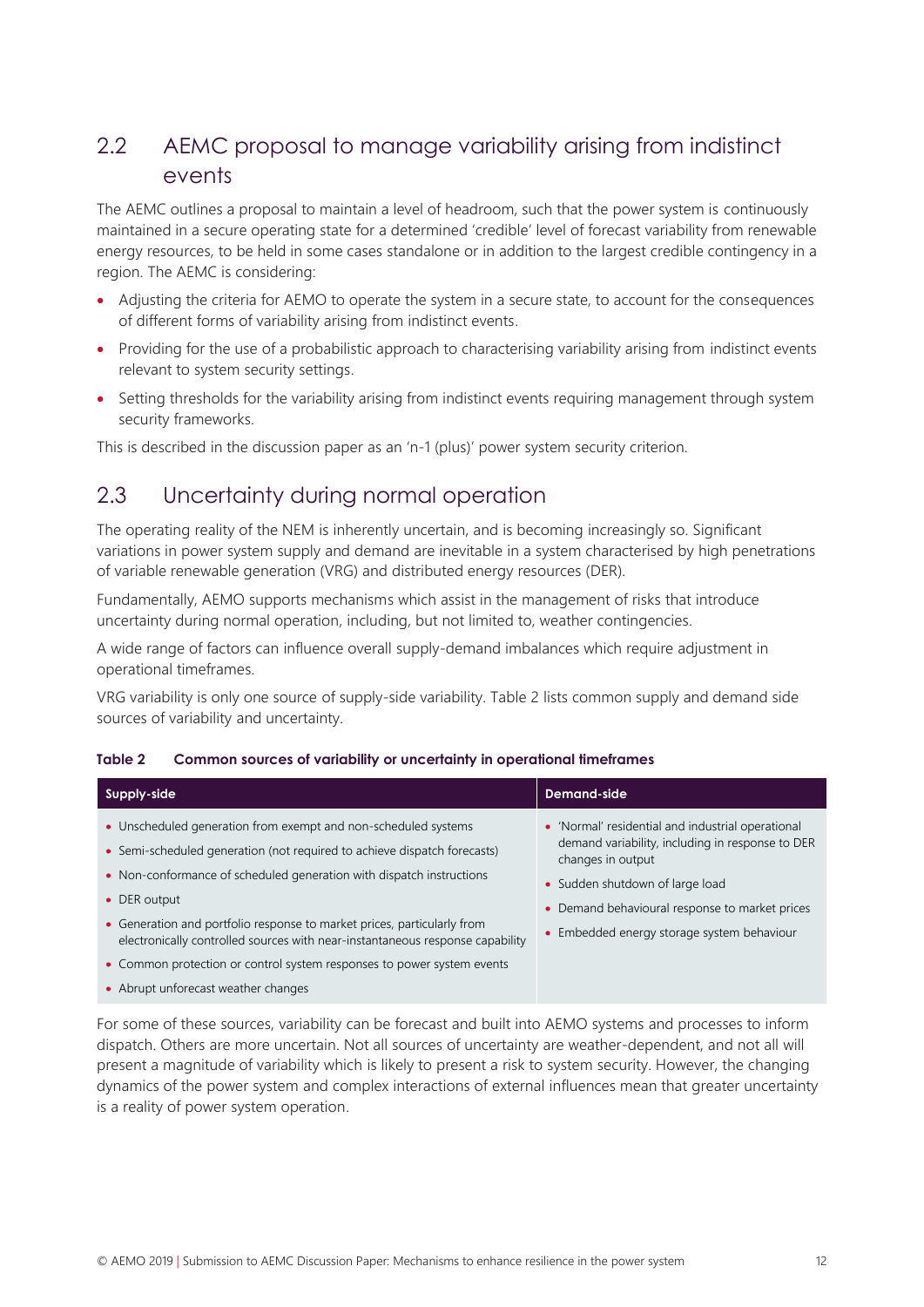## 2.2 AEMC proposal to manage variability arising from indistinct events

The AEMC outlines a proposal to maintain a level of headroom, such that the power system is continuously maintained in a secure operating state for a determined 'credible' level of forecast variability from renewable energy resources, to be held in some cases standalone or in addition to the largest credible contingency in a region. The AEMC is considering:

- Adjusting the criteria for AEMO to operate the system in a secure state, to account for the consequences of different forms of variability arising from indistinct events.
- Providing for the use of a probabilistic approach to characterising variability arising from indistinct events relevant to system security settings.
- Setting thresholds for the variability arising from indistinct events requiring management through system security frameworks.

This is described in the discussion paper as an 'n-1 (plus)' power system security criterion.

## 2.3 Uncertainty during normal operation

The operating reality of the NEM is inherently uncertain, and is becoming increasingly so. Significant variations in power system supply and demand are inevitable in a system characterised by high penetrations of variable renewable generation (VRG) and distributed energy resources (DER).

Fundamentally, AEMO supports mechanisms which assist in the management of risks that introduce uncertainty during normal operation, including, but not limited to, weather contingencies.

A wide range of factors can influence overall supply-demand imbalances which require adjustment in operational timeframes.

VRG variability is only one source of supply-side variability. Table 2 lists common supply and demand side sources of variability and uncertainty.

**Table 2 Common sources of variability or uncertainty in operational timeframes**

| Supply-side | Demand-side |
| --- | --- |
| • Unscheduled generation from exempt and non-scheduled systems<br>• Semi-scheduled generation (not required to achieve dispatch forecasts)<br>• Non-conformance of scheduled generation with dispatch instructions<br>• DER output<br>• Generation and portfolio response to market prices, particularly from electronically controlled sources with near-instantaneous response capability<br>• Common protection or control system responses to power system events<br>• Abrupt unforecast weather changes | • 'Normal' residential and industrial operational demand variability, including in response to DER changes in output<br>• Sudden shutdown of large load<br>• Demand behavioural response to market prices<br>• Embedded energy storage system behaviour |

For some of these sources, variability can be forecast and built into AEMO systems and processes to inform dispatch. Others are more uncertain. Not all sources of uncertainty are weather-dependent, and not all will present a magnitude of variability which is likely to present a risk to system security. However, the changing dynamics of the power system and complex interactions of external influences mean that greater uncertainty is a reality of power system operation.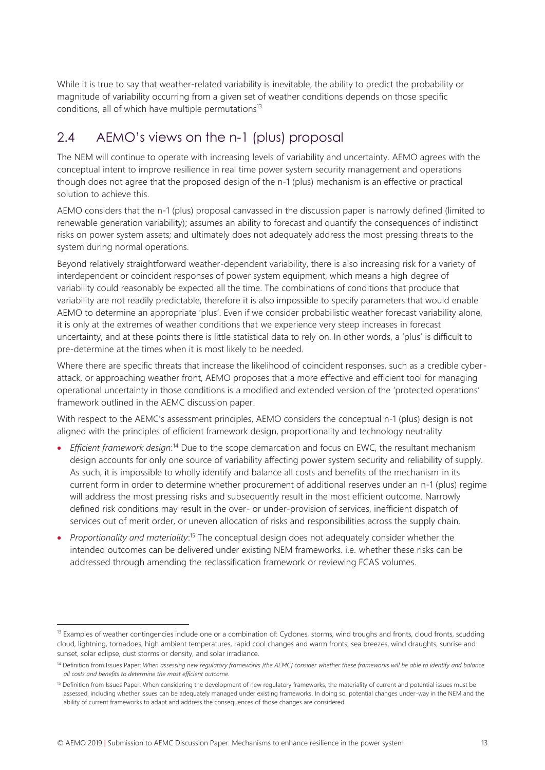While it is true to say that weather-related variability is inevitable, the ability to predict the probability or magnitude of variability occurring from a given set of weather conditions depends on those specific conditions, all of which have multiple permutations[13].

## 2.4 AEMO's views on the n-1 (plus) proposal

The NEM will continue to operate with increasing levels of variability and uncertainty. AEMO agrees with the conceptual intent to improve resilience in real time power system security management and operations though does not agree that the proposed design of the n-1 (plus) mechanism is an effective or practical solution to achieve this.

AEMO considers that the n-1 (plus) proposal canvassed in the discussion paper is narrowly defined (limited to renewable generation variability); assumes an ability to forecast and quantify the consequences of indistinct risks on power system assets; and ultimately does not adequately address the most pressing threats to the system during normal operations.

Beyond relatively straightforward weather-dependent variability, there is also increasing risk for a variety of interdependent or coincident responses of power system equipment, which means a high degree of variability could reasonably be expected all the time. The combinations of conditions that produce that variability are not readily predictable, therefore it is also impossible to specify parameters that would enable AEMO to determine an appropriate 'plus'. Even if we consider probabilistic weather forecast variability alone, it is only at the extremes of weather conditions that we experience very steep increases in forecast uncertainty, and at these points there is little statistical data to rely on. In other words, a 'plus' is difficult to pre-determine at the times when it is most likely to be needed.

Where there are specific threats that increase the likelihood of coincident responses, such as a credible cyber-attack, or approaching weather front, AEMO proposes that a more effective and efficient tool for managing operational uncertainty in those conditions is a modified and extended version of the 'protected operations' framework outlined in the AEMC discussion paper.

With respect to the AEMC's assessment principles, AEMO considers the conceptual n-1 (plus) design is not aligned with the principles of efficient framework design, proportionality and technology neutrality.

- *Efficient framework design*:[14] Due to the scope demarcation and focus on EWC, the resultant mechanism design accounts for only one source of variability affecting power system security and reliability of supply. As such, it is impossible to wholly identify and balance all costs and benefits of the mechanism in its current form in order to determine whether procurement of additional reserves under an n-1 (plus) regime will address the most pressing risks and subsequently result in the most efficient outcome. Narrowly defined risk conditions may result in the over- or under-provision of services, inefficient dispatch of services out of merit order, or uneven allocation of risks and responsibilities across the supply chain.
- *Proportionality and materiality*:[15] The conceptual design does not adequately consider whether the intended outcomes can be delivered under existing NEM frameworks. i.e. whether these risks can be addressed through amending the reclassification framework or reviewing FCAS volumes.

---

[13] Examples of weather contingencies include one or a combination of: Cyclones, storms, wind troughs and fronts, cloud fronts, scudding cloud, lightning, tornadoes, high ambient temperatures, rapid cool changes and warm fronts, sea breezes, wind draughts, sunrise and sunset, solar eclipse, dust storms or density, and solar irradiance.

[14] Definition from Issues Paper: *When assessing new regulatory frameworks [the AEMC] consider whether these frameworks will be able to identify and balance all costs and benefits to determine the most efficient outcome.*

[15] Definition from Issues Paper: When considering the development of new regulatory frameworks, the materiality of current and potential issues must be assessed, including whether issues can be adequately managed under existing frameworks. In doing so, potential changes under-way in the NEM and the ability of current frameworks to adapt and address the consequences of those changes are considered.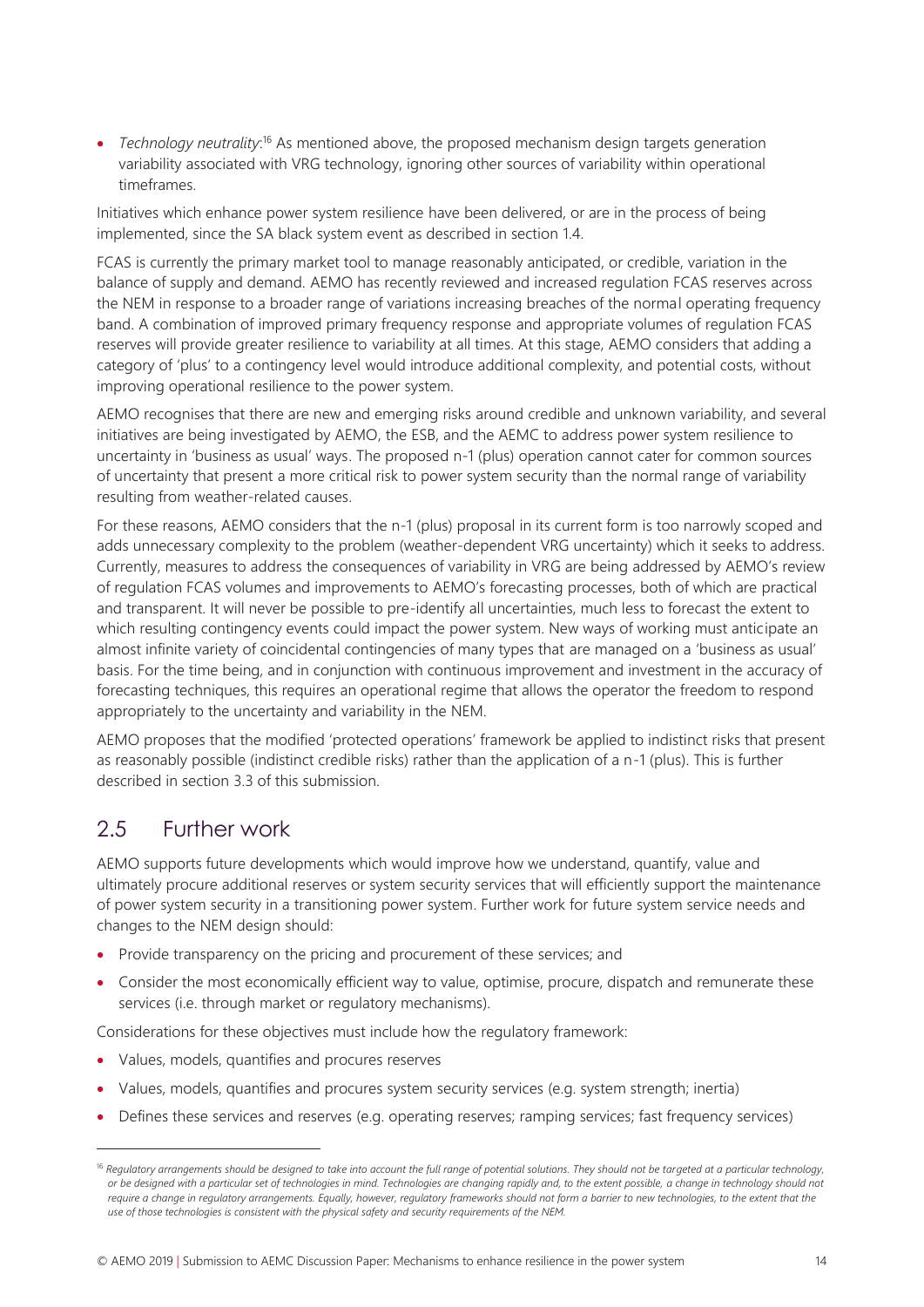- *Technology neutrality*:[16] As mentioned above, the proposed mechanism design targets generation variability associated with VRG technology, ignoring other sources of variability within operational timeframes.

Initiatives which enhance power system resilience have been delivered, or are in the process of being implemented, since the SA black system event as described in section 1.4.

FCAS is currently the primary market tool to manage reasonably anticipated, or credible, variation in the balance of supply and demand. AEMO has recently reviewed and increased regulation FCAS reserves across the NEM in response to a broader range of variations increasing breaches of the normal operating frequency band. A combination of improved primary frequency response and appropriate volumes of regulation FCAS reserves will provide greater resilience to variability at all times. At this stage, AEMO considers that adding a category of 'plus' to a contingency level would introduce additional complexity, and potential costs, without improving operational resilience to the power system.

AEMO recognises that there are new and emerging risks around credible and unknown variability, and several initiatives are being investigated by AEMO, the ESB, and the AEMC to address power system resilience to uncertainty in 'business as usual' ways. The proposed n-1 (plus) operation cannot cater for common sources of uncertainty that present a more critical risk to power system security than the normal range of variability resulting from weather-related causes.

For these reasons, AEMO considers that the n-1 (plus) proposal in its current form is too narrowly scoped and adds unnecessary complexity to the problem (weather-dependent VRG uncertainty) which it seeks to address. Currently, measures to address the consequences of variability in VRG are being addressed by AEMO's review of regulation FCAS volumes and improvements to AEMO's forecasting processes, both of which are practical and transparent. It will never be possible to pre-identify all uncertainties, much less to forecast the extent to which resulting contingency events could impact the power system. New ways of working must anticipate an almost infinite variety of coincidental contingencies of many types that are managed on a 'business as usual' basis. For the time being, and in conjunction with continuous improvement and investment in the accuracy of forecasting techniques, this requires an operational regime that allows the operator the freedom to respond appropriately to the uncertainty and variability in the NEM.

AEMO proposes that the modified 'protected operations' framework be applied to indistinct risks that present as reasonably possible (indistinct credible risks) rather than the application of a n-1 (plus). This is further described in section 3.3 of this submission.

## 2.5 Further work

AEMO supports future developments which would improve how we understand, quantify, value and ultimately procure additional reserves or system security services that will efficiently support the maintenance of power system security in a transitioning power system. Further work for future system service needs and changes to the NEM design should:

- Provide transparency on the pricing and procurement of these services; and
- Consider the most economically efficient way to value, optimise, procure, dispatch and remunerate these services (i.e. through market or regulatory mechanisms).

Considerations for these objectives must include how the regulatory framework:

- Values, models, quantifies and procures reserves
- Values, models, quantifies and procures system security services (e.g. system strength; inertia)
- Defines these services and reserves (e.g. operating reserves; ramping services; fast frequency services)

[16] *Regulatory arrangements should be designed to take into account the full range of potential solutions. They should not be targeted at a particular technology, or be designed with a particular set of technologies in mind. Technologies are changing rapidly and, to the extent possible, a change in technology should not require a change in regulatory arrangements. Equally, however, regulatory frameworks should not form a barrier to new technologies, to the extent that the use of those technologies is consistent with the physical safety and security requirements of the NEM.*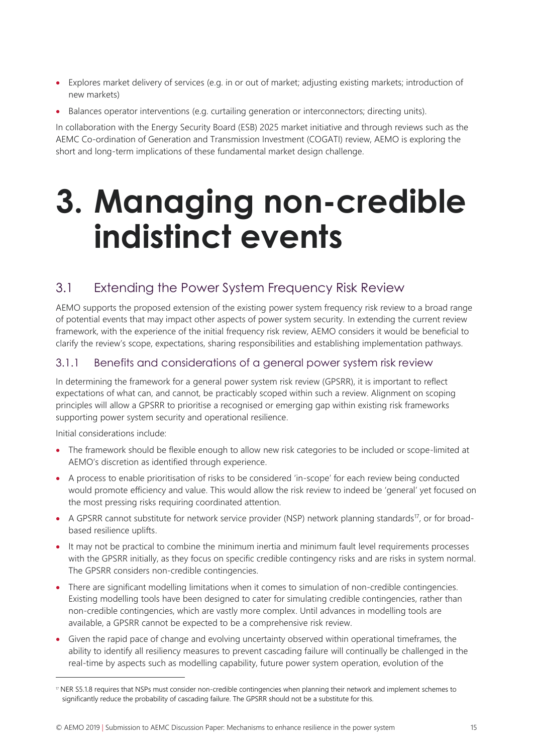- Explores market delivery of services (e.g. in or out of market; adjusting existing markets; introduction of new markets)
- Balances operator interventions (e.g. curtailing generation or interconnectors; directing units).

In collaboration with the Energy Security Board (ESB) 2025 market initiative and through reviews such as the AEMC Co-ordination of Generation and Transmission Investment (COGATI) review, AEMO is exploring the short and long-term implications of these fundamental market design challenge.

# 3. Managing non-credible indistinct events

## 3.1 Extending the Power System Frequency Risk Review

AEMO supports the proposed extension of the existing power system frequency risk review to a broad range of potential events that may impact other aspects of power system security. In extending the current review framework, with the experience of the initial frequency risk review, AEMO considers it would be beneficial to clarify the review's scope, expectations, sharing responsibilities and establishing implementation pathways.

### 3.1.1 Benefits and considerations of a general power system risk review

In determining the framework for a general power system risk review (GPSRR), it is important to reflect expectations of what can, and cannot, be practicably scoped within such a review. Alignment on scoping principles will allow a GPSRR to prioritise a recognised or emerging gap within existing risk frameworks supporting power system security and operational resilience.

Initial considerations include:

- The framework should be flexible enough to allow new risk categories to be included or scope-limited at AEMO's discretion as identified through experience.
- A process to enable prioritisation of risks to be considered 'in-scope' for each review being conducted would promote efficiency and value. This would allow the risk review to indeed be 'general' yet focused on the most pressing risks requiring coordinated attention.
- A GPSRR cannot substitute for network service provider (NSP) network planning standards[17], or for broad-based resilience uplifts.
- It may not be practical to combine the minimum inertia and minimum fault level requirements processes with the GPSRR initially, as they focus on specific credible contingency risks and are risks in system normal. The GPSRR considers non-credible contingencies.
- There are significant modelling limitations when it comes to simulation of non-credible contingencies. Existing modelling tools have been designed to cater for simulating credible contingencies, rather than non-credible contingencies, which are vastly more complex. Until advances in modelling tools are available, a GPSRR cannot be expected to be a comprehensive risk review.
- Given the rapid pace of change and evolving uncertainty observed within operational timeframes, the ability to identify all resiliency measures to prevent cascading failure will continually be challenged in the real-time by aspects such as modelling capability, future power system operation, evolution of the

[17] NER S5.1.8 requires that NSPs must consider non-credible contingencies when planning their network and implement schemes to significantly reduce the probability of cascading failure. The GPSRR should not be a substitute for this.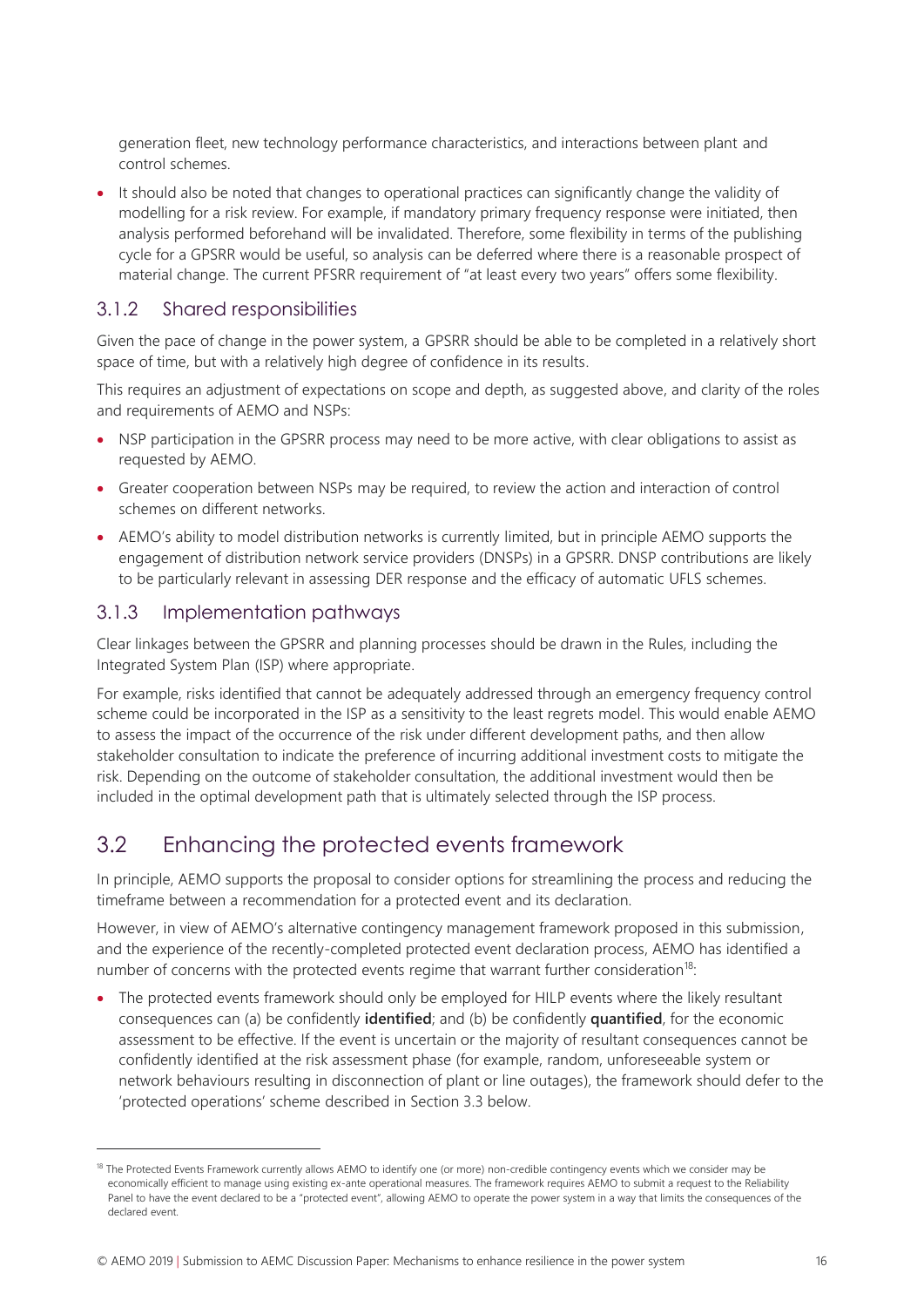generation fleet, new technology performance characteristics, and interactions between plant and control schemes.

- It should also be noted that changes to operational practices can significantly change the validity of modelling for a risk review. For example, if mandatory primary frequency response were initiated, then analysis performed beforehand will be invalidated. Therefore, some flexibility in terms of the publishing cycle for a GPSRR would be useful, so analysis can be deferred where there is a reasonable prospect of material change. The current PFSRR requirement of "at least every two years" offers some flexibility.

### 3.1.2 Shared responsibilities

Given the pace of change in the power system, a GPSRR should be able to be completed in a relatively short space of time, but with a relatively high degree of confidence in its results.

This requires an adjustment of expectations on scope and depth, as suggested above, and clarity of the roles and requirements of AEMO and NSPs:

- NSP participation in the GPSRR process may need to be more active, with clear obligations to assist as requested by AEMO.
- Greater cooperation between NSPs may be required, to review the action and interaction of control schemes on different networks.
- AEMO's ability to model distribution networks is currently limited, but in principle AEMO supports the engagement of distribution network service providers (DNSPs) in a GPSRR. DNSP contributions are likely to be particularly relevant in assessing DER response and the efficacy of automatic UFLS schemes.

### 3.1.3 Implementation pathways

Clear linkages between the GPSRR and planning processes should be drawn in the Rules, including the Integrated System Plan (ISP) where appropriate.

For example, risks identified that cannot be adequately addressed through an emergency frequency control scheme could be incorporated in the ISP as a sensitivity to the least regrets model. This would enable AEMO to assess the impact of the occurrence of the risk under different development paths, and then allow stakeholder consultation to indicate the preference of incurring additional investment costs to mitigate the risk. Depending on the outcome of stakeholder consultation, the additional investment would then be included in the optimal development path that is ultimately selected through the ISP process.

## 3.2 Enhancing the protected events framework

In principle, AEMO supports the proposal to consider options for streamlining the process and reducing the timeframe between a recommendation for a protected event and its declaration.

However, in view of AEMO's alternative contingency management framework proposed in this submission, and the experience of the recently-completed protected event declaration process, AEMO has identified a number of concerns with the protected events regime that warrant further consideration[18]:

- The protected events framework should only be employed for HILP events where the likely resultant consequences can (a) be confidently **identified**; and (b) be confidently **quantified**, for the economic assessment to be effective. If the event is uncertain or the majority of resultant consequences cannot be confidently identified at the risk assessment phase (for example, random, unforeseeable system or network behaviours resulting in disconnection of plant or line outages), the framework should defer to the 'protected operations' scheme described in Section 3.3 below.

[18] The Protected Events Framework currently allows AEMO to identify one (or more) non-credible contingency events which we consider may be economically efficient to manage using existing ex-ante operational measures. The framework requires AEMO to submit a request to the Reliability Panel to have the event declared to be a "protected event", allowing AEMO to operate the power system in a way that limits the consequences of the declared event.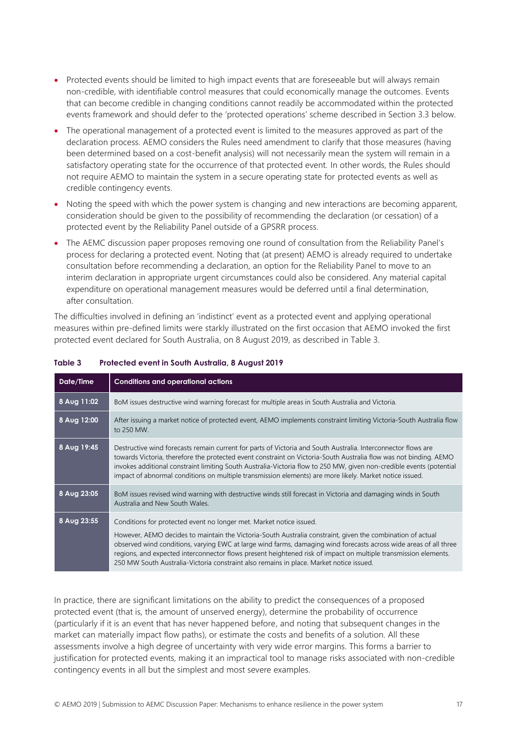- Protected events should be limited to high impact events that are foreseeable but will always remain non-credible, with identifiable control measures that could economically manage the outcomes. Events that can become credible in changing conditions cannot readily be accommodated within the protected events framework and should defer to the 'protected operations' scheme described in Section 3.3 below.
- The operational management of a protected event is limited to the measures approved as part of the declaration process. AEMO considers the Rules need amendment to clarify that those measures (having been determined based on a cost-benefit analysis) will not necessarily mean the system will remain in a satisfactory operating state for the occurrence of that protected event. In other words, the Rules should not require AEMO to maintain the system in a secure operating state for protected events as well as credible contingency events.
- Noting the speed with which the power system is changing and new interactions are becoming apparent, consideration should be given to the possibility of recommending the declaration (or cessation) of a protected event by the Reliability Panel outside of a GPSRR process.
- The AEMC discussion paper proposes removing one round of consultation from the Reliability Panel's process for declaring a protected event. Noting that (at present) AEMO is already required to undertake consultation before recommending a declaration, an option for the Reliability Panel to move to an interim declaration in appropriate urgent circumstances could also be considered. Any material capital expenditure on operational management measures would be deferred until a final determination, after consultation.

The difficulties involved in defining an 'indistinct' event as a protected event and applying operational measures within pre-defined limits were starkly illustrated on the first occasion that AEMO invoked the first protected event declared for South Australia, on 8 August 2019, as described in Table 3.

**Table 3 Protected event in South Australia, 8 August 2019**

| Date/Time | Conditions and operational actions |
|---|---|
| 8 Aug 11:02 | BoM issues destructive wind warning forecast for multiple areas in South Australia and Victoria. |
| 8 Aug 12:00 | After issuing a market notice of protected event, AEMO implements constraint limiting Victoria-South Australia flow to 250 MW. |
| 8 Aug 19:45 | Destructive wind forecasts remain current for parts of Victoria and South Australia. Interconnector flows are towards Victoria, therefore the protected event constraint on Victoria-South Australia flow was not binding. AEMO invokes additional constraint limiting South Australia-Victoria flow to 250 MW, given non-credible events (potential impact of abnormal conditions on multiple transmission elements) are more likely. Market notice issued. |
| 8 Aug 23:05 | BoM issues revised wind warning with destructive winds still forecast in Victoria and damaging winds in South Australia and New South Wales. |
| 8 Aug 23:55 | Conditions for protected event no longer met. Market notice issued.<br><br>However, AEMO decides to maintain the Victoria-South Australia constraint, given the combination of actual observed wind conditions, varying EWC at large wind farms, damaging wind forecasts across wide areas of all three regions, and expected interconnector flows present heightened risk of impact on multiple transmission elements. 250 MW South Australia-Victoria constraint also remains in place. Market notice issued. |

In practice, there are significant limitations on the ability to predict the consequences of a proposed protected event (that is, the amount of unserved energy), determine the probability of occurrence (particularly if it is an event that has never happened before, and noting that subsequent changes in the market can materially impact flow paths), or estimate the costs and benefits of a solution. All these assessments involve a high degree of uncertainty with very wide error margins. This forms a barrier to justification for protected events, making it an impractical tool to manage risks associated with non-credible contingency events in all but the simplest and most severe examples.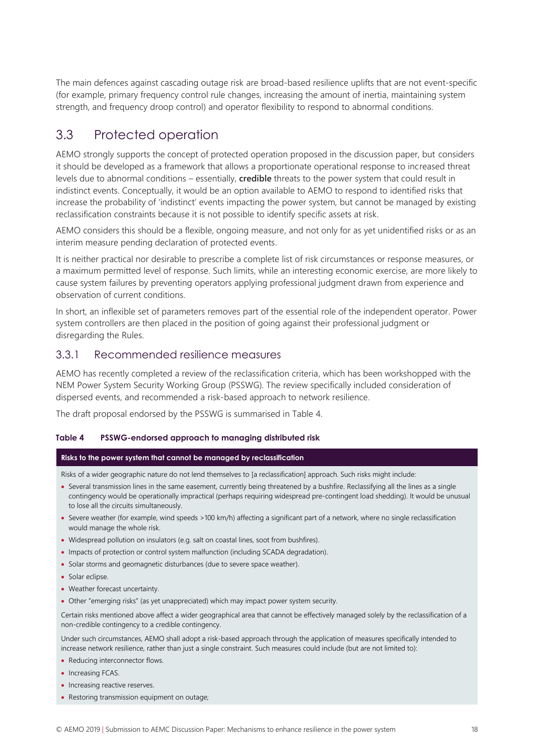The main defences against cascading outage risk are broad-based resilience uplifts that are not event-specific (for example, primary frequency control rule changes, increasing the amount of inertia, maintaining system strength, and frequency droop control) and operator flexibility to respond to abnormal conditions.

## 3.3 Protected operation

AEMO strongly supports the concept of protected operation proposed in the discussion paper, but considers it should be developed as a framework that allows a proportionate operational response to increased threat levels due to abnormal conditions – essentially, **credible** threats to the power system that could result in indistinct events. Conceptually, it would be an option available to AEMO to respond to identified risks that increase the probability of 'indistinct' events impacting the power system, but cannot be managed by existing reclassification constraints because it is not possible to identify specific assets at risk.

AEMO considers this should be a flexible, ongoing measure, and not only for as yet unidentified risks or as an interim measure pending declaration of protected events.

It is neither practical nor desirable to prescribe a complete list of risk circumstances or response measures, or a maximum permitted level of response. Such limits, while an interesting economic exercise, are more likely to cause system failures by preventing operators applying professional judgment drawn from experience and observation of current conditions.

In short, an inflexible set of parameters removes part of the essential role of the independent operator. Power system controllers are then placed in the position of going against their professional judgment or disregarding the Rules.

### 3.3.1 Recommended resilience measures

AEMO has recently completed a review of the reclassification criteria, which has been workshopped with the NEM Power System Security Working Group (PSSWG). The review specifically included consideration of dispersed events, and recommended a risk-based approach to network resilience.

The draft proposal endorsed by the PSSWG is summarised in Table 4.

**Table 4 PSSWG-endorsed approach to managing distributed risk**

| **Risks to the power system that cannot be managed by reclassification** |
|---|
| Risks of a wider geographic nature do not lend themselves to [a reclassification] approach. Such risks might include:<br>• Several transmission lines in the same easement, currently being threatened by a bushfire. Reclassifying all the lines as a single contingency would be operationally impractical (perhaps requiring widespread pre-contingent load shedding). It would be unusual to lose all the circuits simultaneously.<br>• Severe weather (for example, wind speeds >100 km/h) affecting a significant part of a network, where no single reclassification would manage the whole risk.<br>• Widespread pollution on insulators (e.g. salt on coastal lines, soot from bushfires).<br>• Impacts of protection or control system malfunction (including SCADA degradation).<br>• Solar storms and geomagnetic disturbances (due to severe space weather).<br>• Solar eclipse.<br>• Weather forecast uncertainty.<br>• Other "emerging risks" (as yet unappreciated) which may impact power system security.<br><br>Certain risks mentioned above affect a wider geographical area that cannot be effectively managed solely by the reclassification of a non-credible contingency to a credible contingency.<br><br>Under such circumstances, AEMO shall adopt a risk-based approach through the application of measures specifically intended to increase network resilience, rather than just a single constraint. Such measures could include (but are not limited to):<br>• Reducing interconnector flows.<br>• Increasing FCAS.<br>• Increasing reactive reserves.<br>• Restoring transmission equipment on outage; |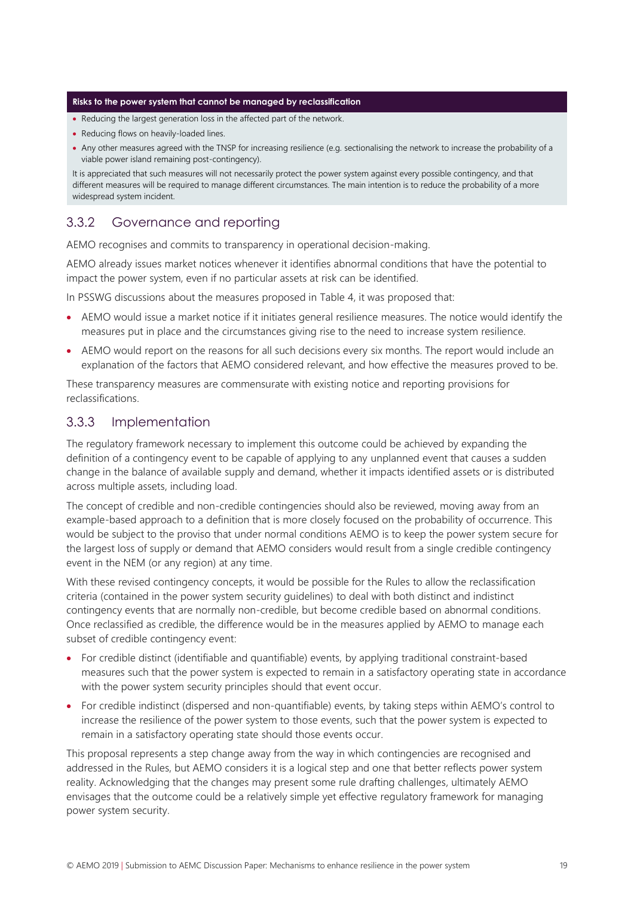**Risks to the power system that cannot be managed by reclassification**

- Reducing the largest generation loss in the affected part of the network.
- Reducing flows on heavily-loaded lines.
- Any other measures agreed with the TNSP for increasing resilience (e.g. sectionalising the network to increase the probability of a viable power island remaining post-contingency).

It is appreciated that such measures will not necessarily protect the power system against every possible contingency, and that different measures will be required to manage different circumstances. The main intention is to reduce the probability of a more widespread system incident.

### 3.3.2 Governance and reporting

AEMO recognises and commits to transparency in operational decision-making.

AEMO already issues market notices whenever it identifies abnormal conditions that have the potential to impact the power system, even if no particular assets at risk can be identified.

In PSSWG discussions about the measures proposed in Table 4, it was proposed that:

- AEMO would issue a market notice if it initiates general resilience measures. The notice would identify the measures put in place and the circumstances giving rise to the need to increase system resilience.
- AEMO would report on the reasons for all such decisions every six months. The report would include an explanation of the factors that AEMO considered relevant, and how effective the measures proved to be.

These transparency measures are commensurate with existing notice and reporting provisions for reclassifications.

### 3.3.3 Implementation

The regulatory framework necessary to implement this outcome could be achieved by expanding the definition of a contingency event to be capable of applying to any unplanned event that causes a sudden change in the balance of available supply and demand, whether it impacts identified assets or is distributed across multiple assets, including load.

The concept of credible and non-credible contingencies should also be reviewed, moving away from an example-based approach to a definition that is more closely focused on the probability of occurrence. This would be subject to the proviso that under normal conditions AEMO is to keep the power system secure for the largest loss of supply or demand that AEMO considers would result from a single credible contingency event in the NEM (or any region) at any time.

With these revised contingency concepts, it would be possible for the Rules to allow the reclassification criteria (contained in the power system security guidelines) to deal with both distinct and indistinct contingency events that are normally non-credible, but become credible based on abnormal conditions. Once reclassified as credible, the difference would be in the measures applied by AEMO to manage each subset of credible contingency event:

- For credible distinct (identifiable and quantifiable) events, by applying traditional constraint-based measures such that the power system is expected to remain in a satisfactory operating state in accordance with the power system security principles should that event occur.
- For credible indistinct (dispersed and non-quantifiable) events, by taking steps within AEMO's control to increase the resilience of the power system to those events, such that the power system is expected to remain in a satisfactory operating state should those events occur.

This proposal represents a step change away from the way in which contingencies are recognised and addressed in the Rules, but AEMO considers it is a logical step and one that better reflects power system reality. Acknowledging that the changes may present some rule drafting challenges, ultimately AEMO envisages that the outcome could be a relatively simple yet effective regulatory framework for managing power system security.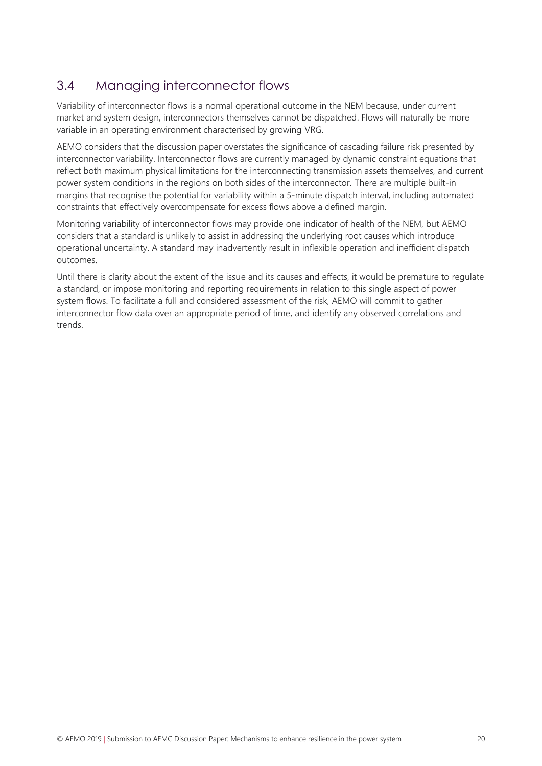## 3.4 Managing interconnector flows

Variability of interconnector flows is a normal operational outcome in the NEM because, under current market and system design, interconnectors themselves cannot be dispatched. Flows will naturally be more variable in an operating environment characterised by growing VRG.

AEMO considers that the discussion paper overstates the significance of cascading failure risk presented by interconnector variability. Interconnector flows are currently managed by dynamic constraint equations that reflect both maximum physical limitations for the interconnecting transmission assets themselves, and current power system conditions in the regions on both sides of the interconnector. There are multiple built-in margins that recognise the potential for variability within a 5-minute dispatch interval, including automated constraints that effectively overcompensate for excess flows above a defined margin.

Monitoring variability of interconnector flows may provide one indicator of health of the NEM, but AEMO considers that a standard is unlikely to assist in addressing the underlying root causes which introduce operational uncertainty. A standard may inadvertently result in inflexible operation and inefficient dispatch outcomes.

Until there is clarity about the extent of the issue and its causes and effects, it would be premature to regulate a standard, or impose monitoring and reporting requirements in relation to this single aspect of power system flows. To facilitate a full and considered assessment of the risk, AEMO will commit to gather interconnector flow data over an appropriate period of time, and identify any observed correlations and trends.